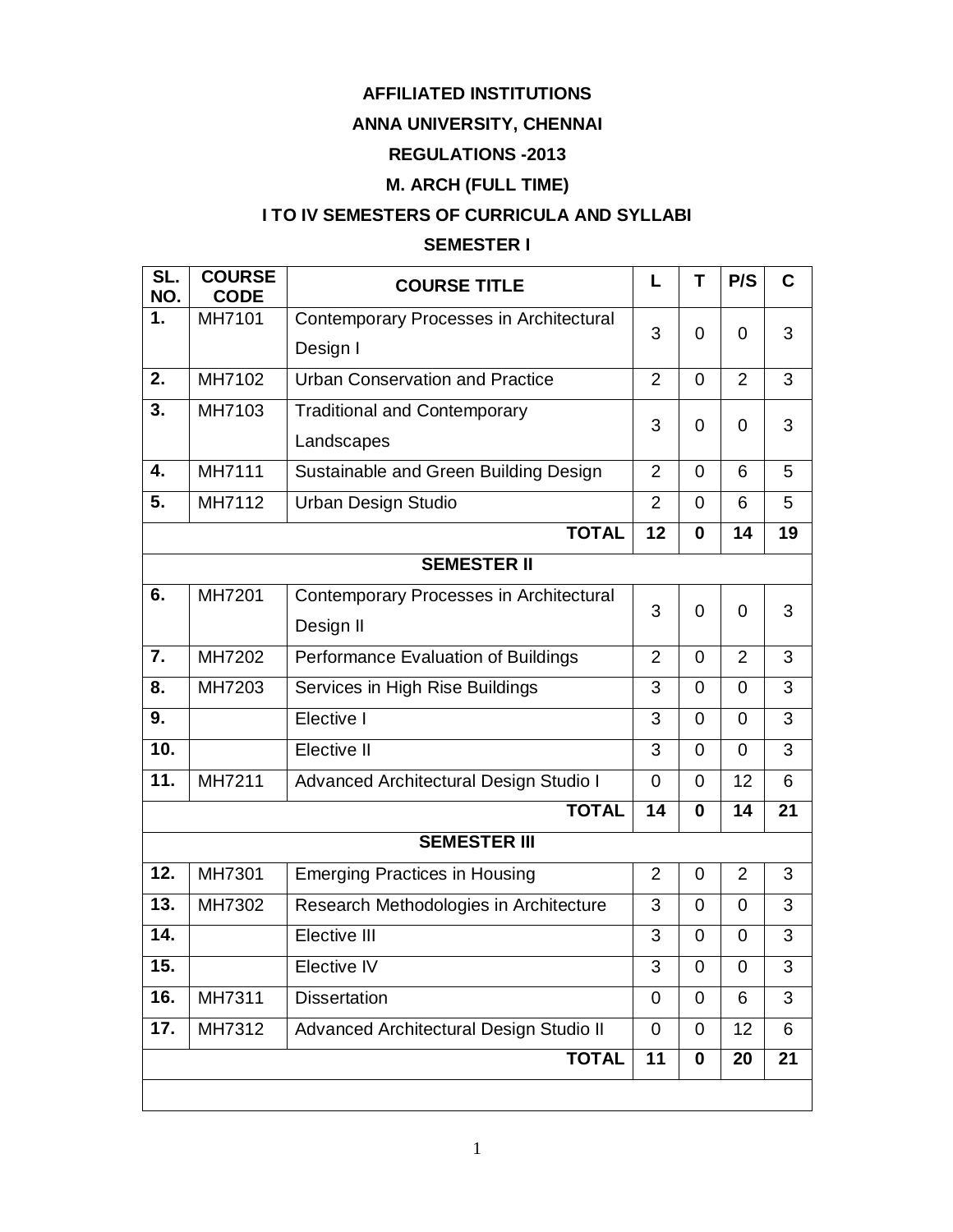**AFFILIATED INSTITUTIONS**

**ANNA UNIVERSITY, CHENNAI**

**REGULATIONS -2013**

**M. ARCH (FULL TIME)**

**I TO IV SEMESTERS OF CURRICULA AND SYLLABI**

**SEMESTER I**

| SL. NO. | COURSE CODE | COURSE TITLE | L | T | P/S | C |
|---|---|---|---|---|---|---|
| 1. | MH7101 | Contemporary Processes in Architectural Design I | 3 | 0 | 0 | 3 |
| 2. | MH7102 | Urban Conservation and Practice | 2 | 0 | 2 | 3 |
| 3. | MH7103 | Traditional and Contemporary Landscapes | 3 | 0 | 0 | 3 |
| 4. | MH7111 | Sustainable and Green Building Design | 2 | 0 | 6 | 5 |
| 5. | MH7112 | Urban Design Studio | 2 | 0 | 6 | 5 |
| | | **TOTAL** | **12** | **0** | **14** | **19** |
| | | **SEMESTER II** | | | | |
| 6. | MH7201 | Contemporary Processes in Architectural Design II | 3 | 0 | 0 | 3 |
| 7. | MH7202 | Performance Evaluation of Buildings | 2 | 0 | 2 | 3 |
| 8. | MH7203 | Services in High Rise Buildings | 3 | 0 | 0 | 3 |
| 9. | | Elective I | 3 | 0 | 0 | 3 |
| 10. | | Elective II | 3 | 0 | 0 | 3 |
| 11. | MH7211 | Advanced Architectural Design Studio I | 0 | 0 | 12 | 6 |
| | | **TOTAL** | **14** | **0** | **14** | **21** |
| | | **SEMESTER III** | | | | |
| 12. | MH7301 | Emerging Practices in Housing | 2 | 0 | 2 | 3 |
| 13. | MH7302 | Research Methodologies in Architecture | 3 | 0 | 0 | 3 |
| 14. | | Elective III | 3 | 0 | 0 | 3 |
| 15. | | Elective IV | 3 | 0 | 0 | 3 |
| 16. | MH7311 | Dissertation | 0 | 0 | 6 | 3 |
| 17. | MH7312 | Advanced Architectural Design Studio II | 0 | 0 | 12 | 6 |
| | | **TOTAL** | **11** | **0** | **20** | **21** |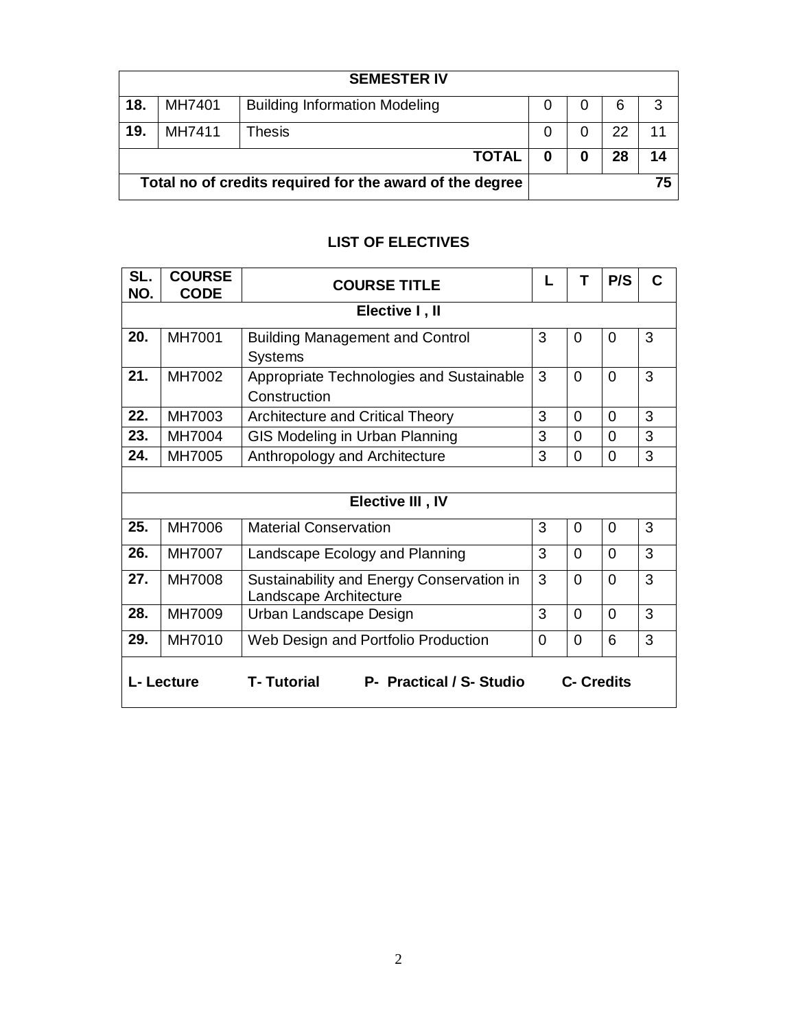| SEMESTER IV | | | | | | |
|---|---|---|---|---|---|---|
| **18.** | MH7401 | Building Information Modeling | 0 | 0 | 6 | 3 |
| **19.** | MH7411 | Thesis | 0 | 0 | 22 | 11 |
| | | **TOTAL** | **0** | **0** | **28** | **14** |
| **Total no of credits required for the award of the degree** | | | | | | **75** |

### LIST OF ELECTIVES

| SL. NO. | COURSE CODE | COURSE TITLE | L | T | P/S | C |
|---|---|---|---|---|---|---|
| | | **Elective I , II** | | | | |
| **20.** | MH7001 | Building Management and Control Systems | 3 | 0 | 0 | 3 |
| **21.** | MH7002 | Appropriate Technologies and Sustainable Construction | 3 | 0 | 0 | 3 |
| **22.** | MH7003 | Architecture and Critical Theory | 3 | 0 | 0 | 3 |
| **23.** | MH7004 | GIS Modeling in Urban Planning | 3 | 0 | 0 | 3 |
| **24.** | MH7005 | Anthropology and Architecture | 3 | 0 | 0 | 3 |
| | | | | | | |
| | | **Elective III , IV** | | | | |
| **25.** | MH7006 | Material Conservation | 3 | 0 | 0 | 3 |
| **26.** | MH7007 | Landscape Ecology and Planning | 3 | 0 | 0 | 3 |
| **27.** | MH7008 | Sustainability and Energy Conservation in Landscape Architecture | 3 | 0 | 0 | 3 |
| **28.** | MH7009 | Urban Landscape Design | 3 | 0 | 0 | 3 |
| **29.** | MH7010 | Web Design and Portfolio Production | 0 | 0 | 6 | 3 |

**L- Lecture** **T- Tutorial** **P- Practical / S- Studio** **C- Credits**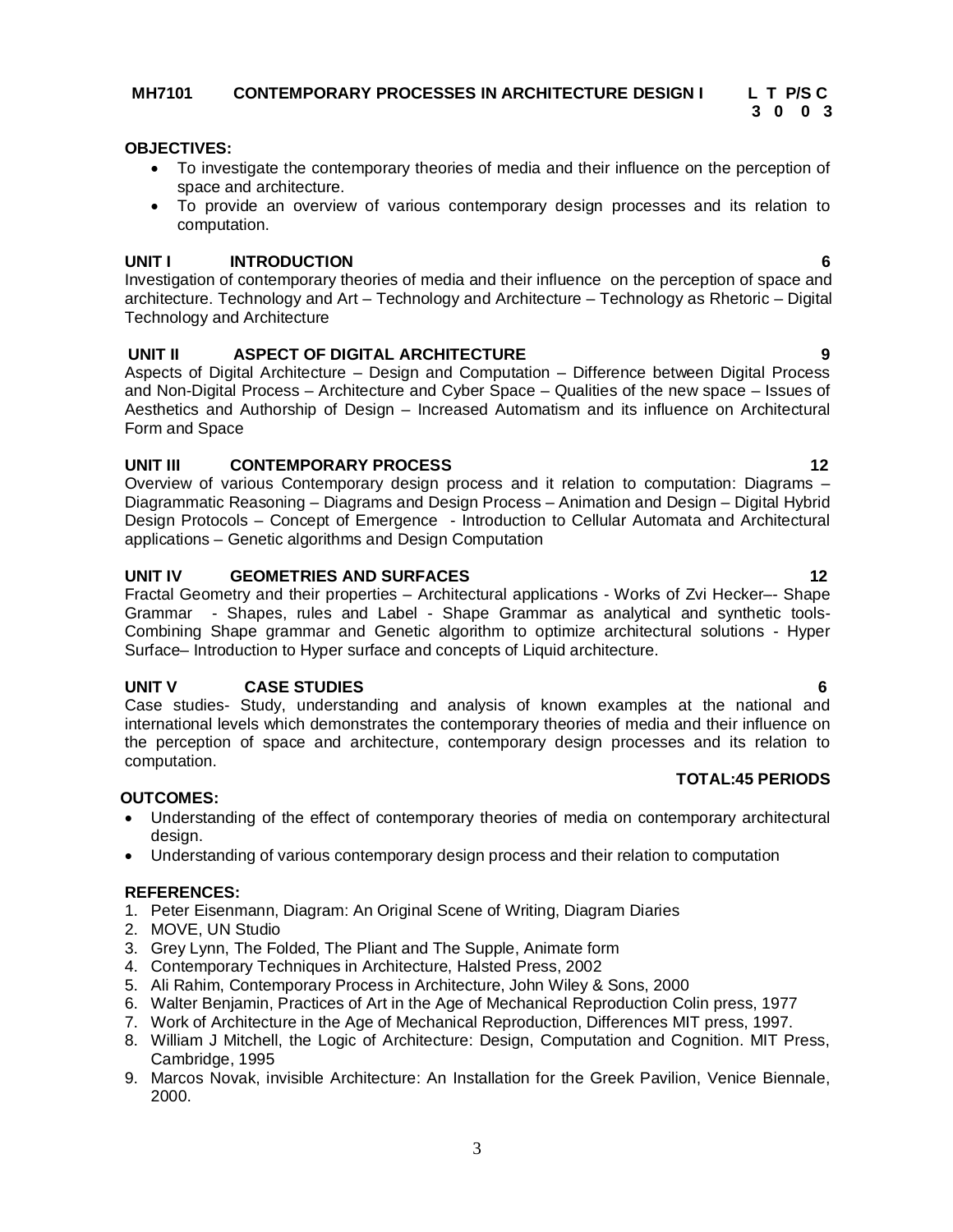**MH7101 CONTEMPORARY PROCESSES IN ARCHITECTURE DESIGN I**

| L | T | P/S | C |
|---|---|---|---|
| 3 | 0 | 0 | 3 |

**OBJECTIVES:**

- To investigate the contemporary theories of media and their influence on the perception of space and architecture.
- To provide an overview of various contemporary design processes and its relation to computation.

**UNIT I INTRODUCTION 6**

Investigation of contemporary theories of media and their influence on the perception of space and architecture. Technology and Art – Technology and Architecture – Technology as Rhetoric – Digital Technology and Architecture

**UNIT II ASPECT OF DIGITAL ARCHITECTURE 9**

Aspects of Digital Architecture – Design and Computation – Difference between Digital Process and Non-Digital Process – Architecture and Cyber Space – Qualities of the new space – Issues of Aesthetics and Authorship of Design – Increased Automatism and its influence on Architectural Form and Space

**UNIT III CONTEMPORARY PROCESS 12**

Overview of various Contemporary design process and it relation to computation: Diagrams – Diagrammatic Reasoning – Diagrams and Design Process – Animation and Design – Digital Hybrid Design Protocols – Concept of Emergence - Introduction to Cellular Automata and Architectural applications – Genetic algorithms and Design Computation

**UNIT IV GEOMETRIES AND SURFACES 12**

Fractal Geometry and their properties – Architectural applications - Works of Zvi Hecker–- Shape Grammar - Shapes, rules and Label - Shape Grammar as analytical and synthetic tools- Combining Shape grammar and Genetic algorithm to optimize architectural solutions - Hyper Surface– Introduction to Hyper surface and concepts of Liquid architecture.

**UNIT V CASE STUDIES 6**

Case studies- Study, understanding and analysis of known examples at the national and international levels which demonstrates the contemporary theories of media and their influence on the perception of space and architecture, contemporary design processes and its relation to computation.

**TOTAL:45 PERIODS**

**OUTCOMES:**

- Understanding of the effect of contemporary theories of media on contemporary architectural design.
- Understanding of various contemporary design process and their relation to computation

**REFERENCES:**

1. Peter Eisenmann, Diagram: An Original Scene of Writing, Diagram Diaries
2. MOVE, UN Studio
3. Grey Lynn, The Folded, The Pliant and The Supple, Animate form
4. Contemporary Techniques in Architecture, Halsted Press, 2002
5. Ali Rahim, Contemporary Process in Architecture, John Wiley & Sons, 2000
6. Walter Benjamin, Practices of Art in the Age of Mechanical Reproduction Colin press, 1977
7. Work of Architecture in the Age of Mechanical Reproduction, Differences MIT press, 1997.
8. William J Mitchell, the Logic of Architecture: Design, Computation and Cognition. MIT Press, Cambridge, 1995
9. Marcos Novak, invisible Architecture: An Installation for the Greek Pavilion, Venice Biennale, 2000.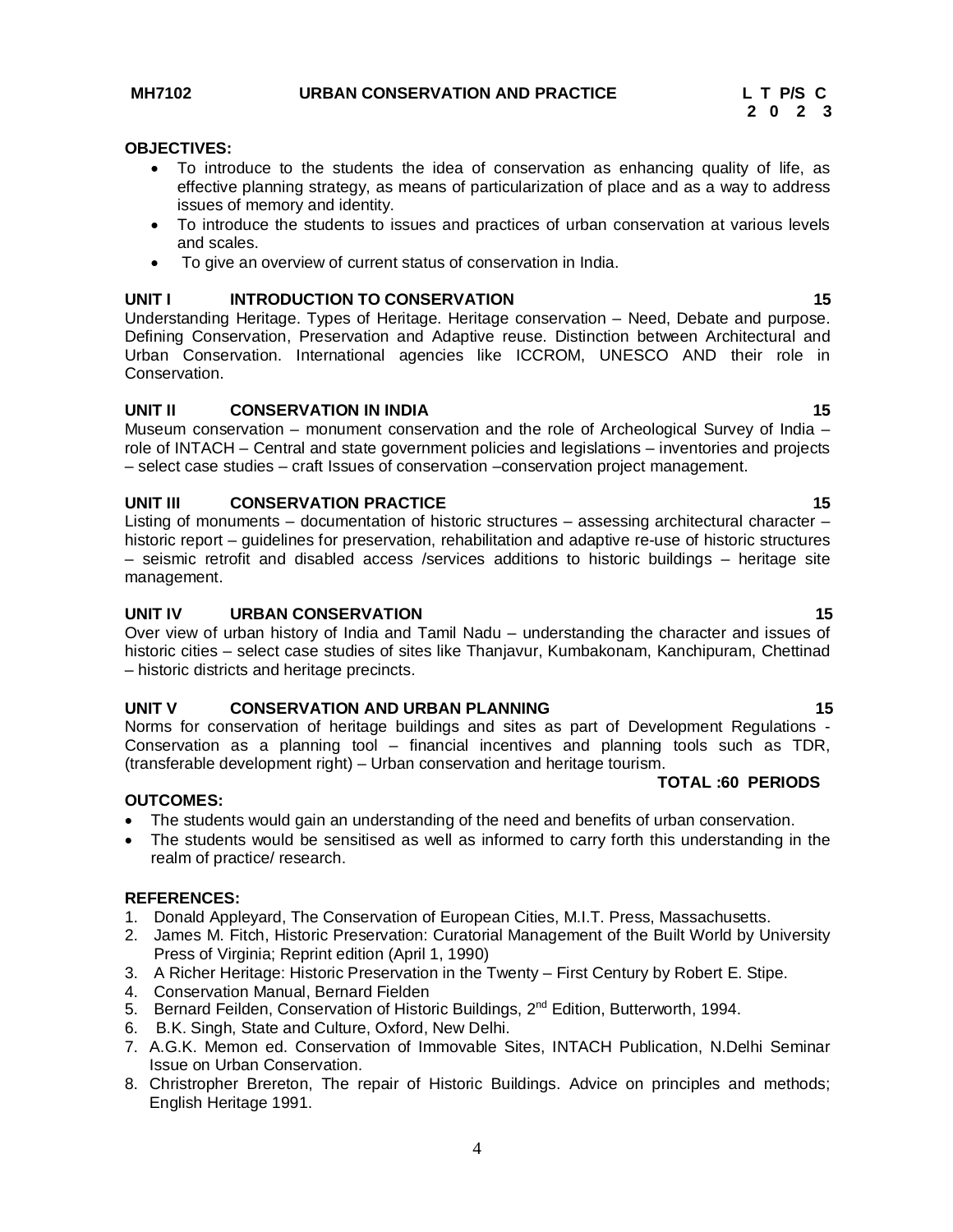**MH7102 URBAN CONSERVATION AND PRACTICE**

| L | T | P/S | C |
|---|---|---|---|
| 2 | 0 | 2 | 3 |

**OBJECTIVES:**

- To introduce to the students the idea of conservation as enhancing quality of life, as effective planning strategy, as means of particularization of place and as a way to address issues of memory and identity.
- To introduce the students to issues and practices of urban conservation at various levels and scales.
- To give an overview of current status of conservation in India.

**UNIT I INTRODUCTION TO CONSERVATION 15**

Understanding Heritage. Types of Heritage. Heritage conservation – Need, Debate and purpose. Defining Conservation, Preservation and Adaptive reuse. Distinction between Architectural and Urban Conservation. International agencies like ICCROM, UNESCO AND their role in Conservation.

**UNIT II CONSERVATION IN INDIA 15**

Museum conservation – monument conservation and the role of Archeological Survey of India – role of INTACH – Central and state government policies and legislations – inventories and projects – select case studies – craft Issues of conservation –conservation project management.

**UNIT III CONSERVATION PRACTICE 15**

Listing of monuments – documentation of historic structures – assessing architectural character – historic report – guidelines for preservation, rehabilitation and adaptive re-use of historic structures – seismic retrofit and disabled access /services additions to historic buildings – heritage site management.

**UNIT IV URBAN CONSERVATION 15**

Over view of urban history of India and Tamil Nadu – understanding the character and issues of historic cities – select case studies of sites like Thanjavur, Kumbakonam, Kanchipuram, Chettinad – historic districts and heritage precincts.

**UNIT V CONSERVATION AND URBAN PLANNING 15**

Norms for conservation of heritage buildings and sites as part of Development Regulations - Conservation as a planning tool – financial incentives and planning tools such as TDR, (transferable development right) – Urban conservation and heritage tourism.

**TOTAL :60 PERIODS**

**OUTCOMES:**

- The students would gain an understanding of the need and benefits of urban conservation.
- The students would be sensitised as well as informed to carry forth this understanding in the realm of practice/ research.

**REFERENCES:**

1. Donald Appleyard, The Conservation of European Cities, M.I.T. Press, Massachusetts.
2. James M. Fitch, Historic Preservation: Curatorial Management of the Built World by University Press of Virginia; Reprint edition (April 1, 1990)
3. A Richer Heritage: Historic Preservation in the Twenty – First Century by Robert E. Stipe.
4. Conservation Manual, Bernard Fielden
5. Bernard Feilden, Conservation of Historic Buildings, 2nd Edition, Butterworth, 1994.
6. B.K. Singh, State and Culture, Oxford, New Delhi.
7. A.G.K. Memon ed. Conservation of Immovable Sites, INTACH Publication, N.Delhi Seminar Issue on Urban Conservation.
8. Christropher Brereton, The repair of Historic Buildings. Advice on principles and methods; English Heritage 1991.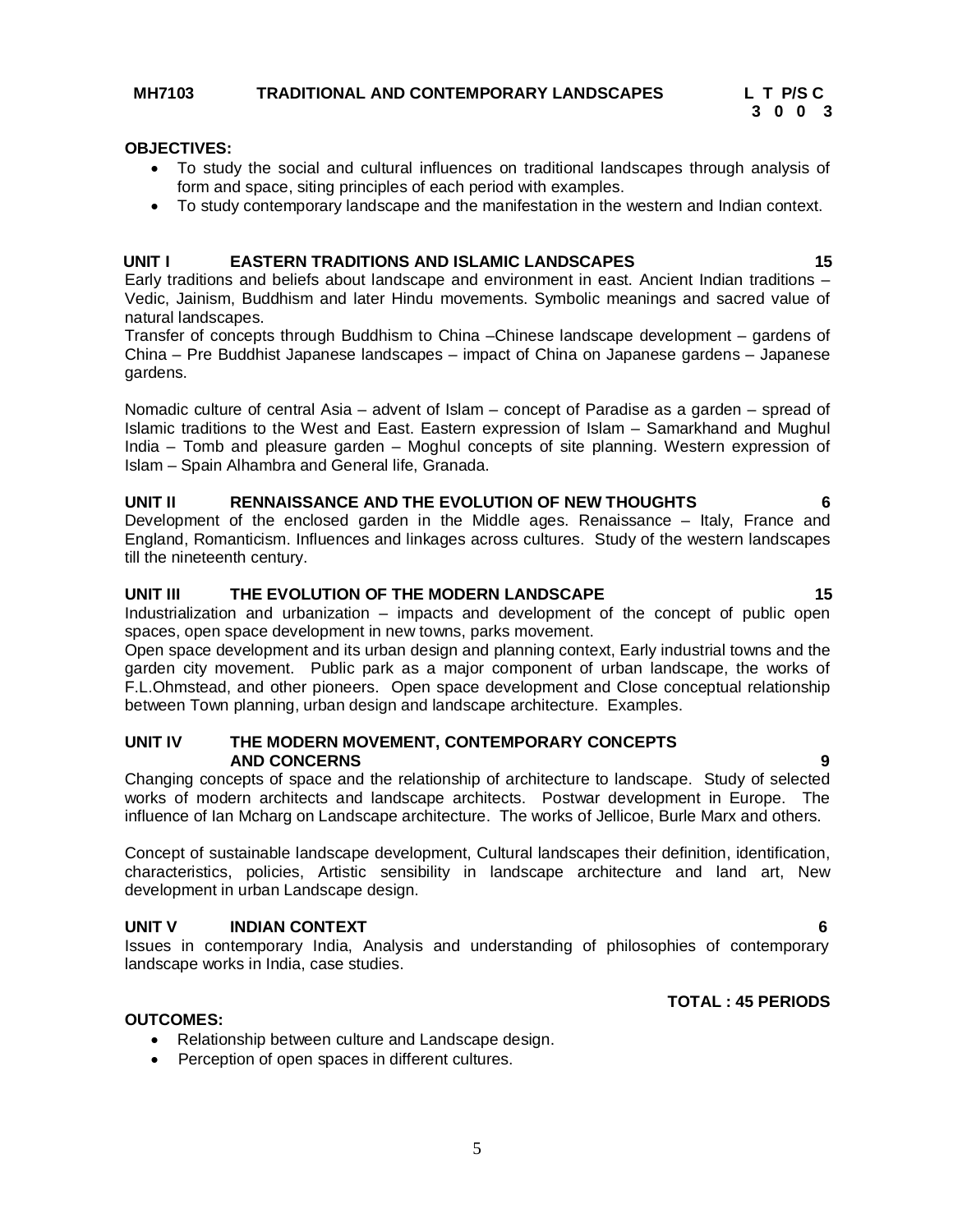## MH7103 TRADITIONAL AND CONTEMPORARY LANDSCAPES

| L | T | P/S | C |
|---|---|---|---|
| 3 | 0 | 0 | 3 |

**OBJECTIVES:**

- To study the social and cultural influences on traditional landscapes through analysis of form and space, siting principles of each period with examples.
- To study contemporary landscape and the manifestation in the western and Indian context.

### UNIT I EASTERN TRADITIONS AND ISLAMIC LANDSCAPES 15

Early traditions and beliefs about landscape and environment in east. Ancient Indian traditions – Vedic, Jainism, Buddhism and later Hindu movements. Symbolic meanings and sacred value of natural landscapes.

Transfer of concepts through Buddhism to China –Chinese landscape development – gardens of China – Pre Buddhist Japanese landscapes – impact of China on Japanese gardens – Japanese gardens.

Nomadic culture of central Asia – advent of Islam – concept of Paradise as a garden – spread of Islamic traditions to the West and East. Eastern expression of Islam – Samarkhand and Mughul India – Tomb and pleasure garden – Moghul concepts of site planning. Western expression of Islam – Spain Alhambra and General life, Granada.

### UNIT II RENNAISSANCE AND THE EVOLUTION OF NEW THOUGHTS 6

Development of the enclosed garden in the Middle ages. Renaissance – Italy, France and England, Romanticism. Influences and linkages across cultures. Study of the western landscapes till the nineteenth century.

### UNIT III THE EVOLUTION OF THE MODERN LANDSCAPE 15

Industrialization and urbanization – impacts and development of the concept of public open spaces, open space development in new towns, parks movement.

Open space development and its urban design and planning context, Early industrial towns and the garden city movement. Public park as a major component of urban landscape, the works of F.L.Ohmstead, and other pioneers. Open space development and Close conceptual relationship between Town planning, urban design and landscape architecture. Examples.

### UNIT IV THE MODERN MOVEMENT, CONTEMPORARY CONCEPTS AND CONCERNS 9

Changing concepts of space and the relationship of architecture to landscape. Study of selected works of modern architects and landscape architects. Postwar development in Europe. The influence of Ian Mcharg on Landscape architecture. The works of Jellicoe, Burle Marx and others.

Concept of sustainable landscape development, Cultural landscapes their definition, identification, characteristics, policies, Artistic sensibility in landscape architecture and land art, New development in urban Landscape design.

### UNIT V INDIAN CONTEXT 6

Issues in contemporary India, Analysis and understanding of philosophies of contemporary landscape works in India, case studies.

**TOTAL : 45 PERIODS**

**OUTCOMES:**

- Relationship between culture and Landscape design.
- Perception of open spaces in different cultures.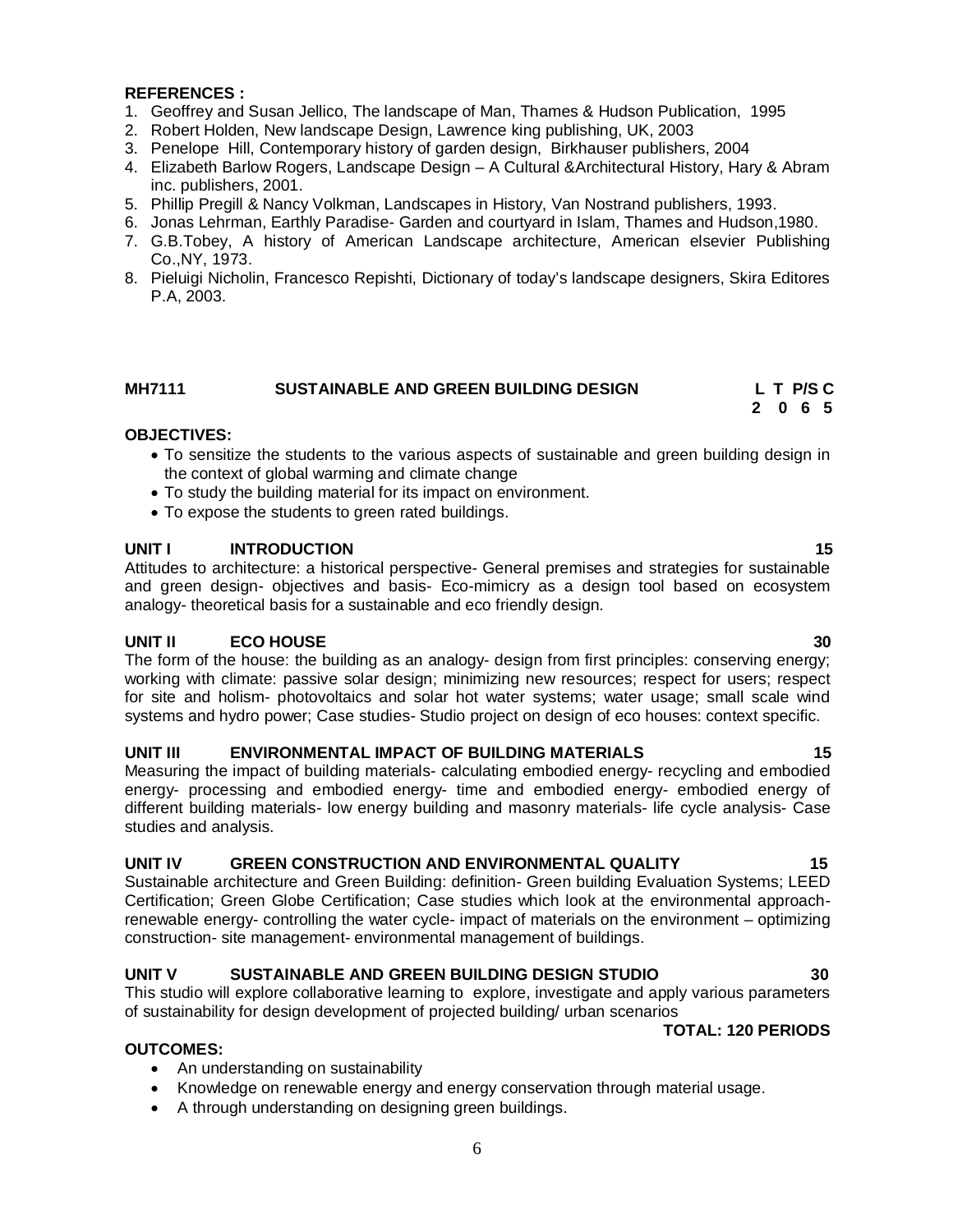**REFERENCES :**

1. Geoffrey and Susan Jellico, The landscape of Man, Thames & Hudson Publication, 1995
2. Robert Holden, New landscape Design, Lawrence king publishing, UK, 2003
3. Penelope Hill, Contemporary history of garden design, Birkhauser publishers, 2004
4. Elizabeth Barlow Rogers, Landscape Design – A Cultural &Architectural History, Hary & Abram inc. publishers, 2001.
5. Phillip Pregill & Nancy Volkman, Landscapes in History, Van Nostrand publishers, 1993.
6. Jonas Lehrman, Earthly Paradise- Garden and courtyard in Islam, Thames and Hudson,1980.
7. G.B.Tobey, A history of American Landscape architecture, American elsevier Publishing Co.,NY, 1973.
8. Pieluigi Nicholin, Francesco Repishti, Dictionary of today's landscape designers, Skira Editores P.A, 2003.

## MH7111 SUSTAINABLE AND GREEN BUILDING DESIGN

| L | T | P/S | C |
|---|---|---|---|
| 2 | 0 | 6 | 5 |

**OBJECTIVES:**

- To sensitize the students to the various aspects of sustainable and green building design in the context of global warming and climate change
- To study the building material for its impact on environment.
- To expose the students to green rated buildings.

**UNIT I INTRODUCTION 15**

Attitudes to architecture: a historical perspective- General premises and strategies for sustainable and green design- objectives and basis- Eco-mimicry as a design tool based on ecosystem analogy- theoretical basis for a sustainable and eco friendly design.

**UNIT II ECO HOUSE 30**

The form of the house: the building as an analogy- design from first principles: conserving energy; working with climate: passive solar design; minimizing new resources; respect for users; respect for site and holism- photovoltaics and solar hot water systems; water usage; small scale wind systems and hydro power; Case studies- Studio project on design of eco houses: context specific.

**UNIT III ENVIRONMENTAL IMPACT OF BUILDING MATERIALS 15**

Measuring the impact of building materials- calculating embodied energy- recycling and embodied energy- processing and embodied energy- time and embodied energy- embodied energy of different building materials- low energy building and masonry materials- life cycle analysis- Case studies and analysis.

**UNIT IV GREEN CONSTRUCTION AND ENVIRONMENTAL QUALITY 15**

Sustainable architecture and Green Building: definition- Green building Evaluation Systems; LEED Certification; Green Globe Certification; Case studies which look at the environmental approach- renewable energy- controlling the water cycle- impact of materials on the environment – optimizing construction- site management- environmental management of buildings.

**UNIT V SUSTAINABLE AND GREEN BUILDING DESIGN STUDIO 30**

This studio will explore collaborative learning to explore, investigate and apply various parameters of sustainability for design development of projected building/ urban scenarios

**TOTAL: 120 PERIODS**

**OUTCOMES:**

- An understanding on sustainability
- Knowledge on renewable energy and energy conservation through material usage.
- A through understanding on designing green buildings.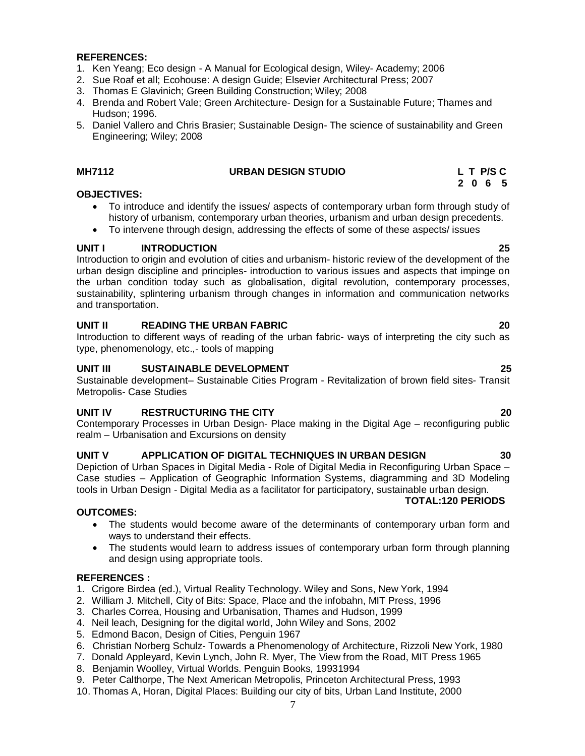**REFERENCES:**

1. Ken Yeang; Eco design - A Manual for Ecological design, Wiley- Academy; 2006
2. Sue Roaf et all; Ecohouse: A design Guide; Elsevier Architectural Press; 2007
3. Thomas E Glavinich; Green Building Construction; Wiley; 2008
4. Brenda and Robert Vale; Green Architecture- Design for a Sustainable Future; Thames and Hudson; 1996.
5. Daniel Vallero and Chris Brasier; Sustainable Design- The science of sustainability and Green Engineering; Wiley; 2008

**MH7112 URBAN DESIGN STUDIO**

| L | T | P/S | C |
|---|---|---|---|
| 2 | 0 | 6 | 5 |

**OBJECTIVES:**

- To introduce and identify the issues/ aspects of contemporary urban form through study of history of urbanism, contemporary urban theories, urbanism and urban design precedents.
- To intervene through design, addressing the effects of some of these aspects/ issues

**UNIT I INTRODUCTION 25**

Introduction to origin and evolution of cities and urbanism- historic review of the development of the urban design discipline and principles- introduction to various issues and aspects that impinge on the urban condition today such as globalisation, digital revolution, contemporary processes, sustainability, splintering urbanism through changes in information and communication networks and transportation.

**UNIT II READING THE URBAN FABRIC 20**

Introduction to different ways of reading of the urban fabric- ways of interpreting the city such as type, phenomenology, etc.,- tools of mapping

**UNIT III SUSTAINABLE DEVELOPMENT 25**

Sustainable development– Sustainable Cities Program - Revitalization of brown field sites- Transit Metropolis- Case Studies

**UNIT IV RESTRUCTURING THE CITY 20**

Contemporary Processes in Urban Design- Place making in the Digital Age – reconfiguring public realm – Urbanisation and Excursions on density

**UNIT V APPLICATION OF DIGITAL TECHNIQUES IN URBAN DESIGN 30**

Depiction of Urban Spaces in Digital Media - Role of Digital Media in Reconfiguring Urban Space – Case studies – Application of Geographic Information Systems, diagramming and 3D Modeling tools in Urban Design - Digital Media as a facilitator for participatory, sustainable urban design.

**TOTAL:120 PERIODS**

**OUTCOMES:**

- The students would become aware of the determinants of contemporary urban form and ways to understand their effects.
- The students would learn to address issues of contemporary urban form through planning and design using appropriate tools.

**REFERENCES :**

1. Crigore Birdea (ed.), Virtual Reality Technology. Wiley and Sons, New York, 1994
2. William J. Mitchell, City of Bits: Space, Place and the infobahn, MIT Press, 1996
3. Charles Correa, Housing and Urbanisation, Thames and Hudson, 1999
4. Neil leach, Designing for the digital world, John Wiley and Sons, 2002
5. Edmond Bacon, Design of Cities, Penguin 1967
6. Christian Norberg Schulz- Towards a Phenomenology of Architecture, Rizzoli New York, 1980
7. Donald Appleyard, Kevin Lynch, John R. Myer, The View from the Road, MIT Press 1965
8. Benjamin Woolley, Virtual Worlds. Penguin Books, 19931994
9. Peter Calthorpe, The Next American Metropolis, Princeton Architectural Press, 1993
10. Thomas A, Horan, Digital Places: Building our city of bits, Urban Land Institute, 2000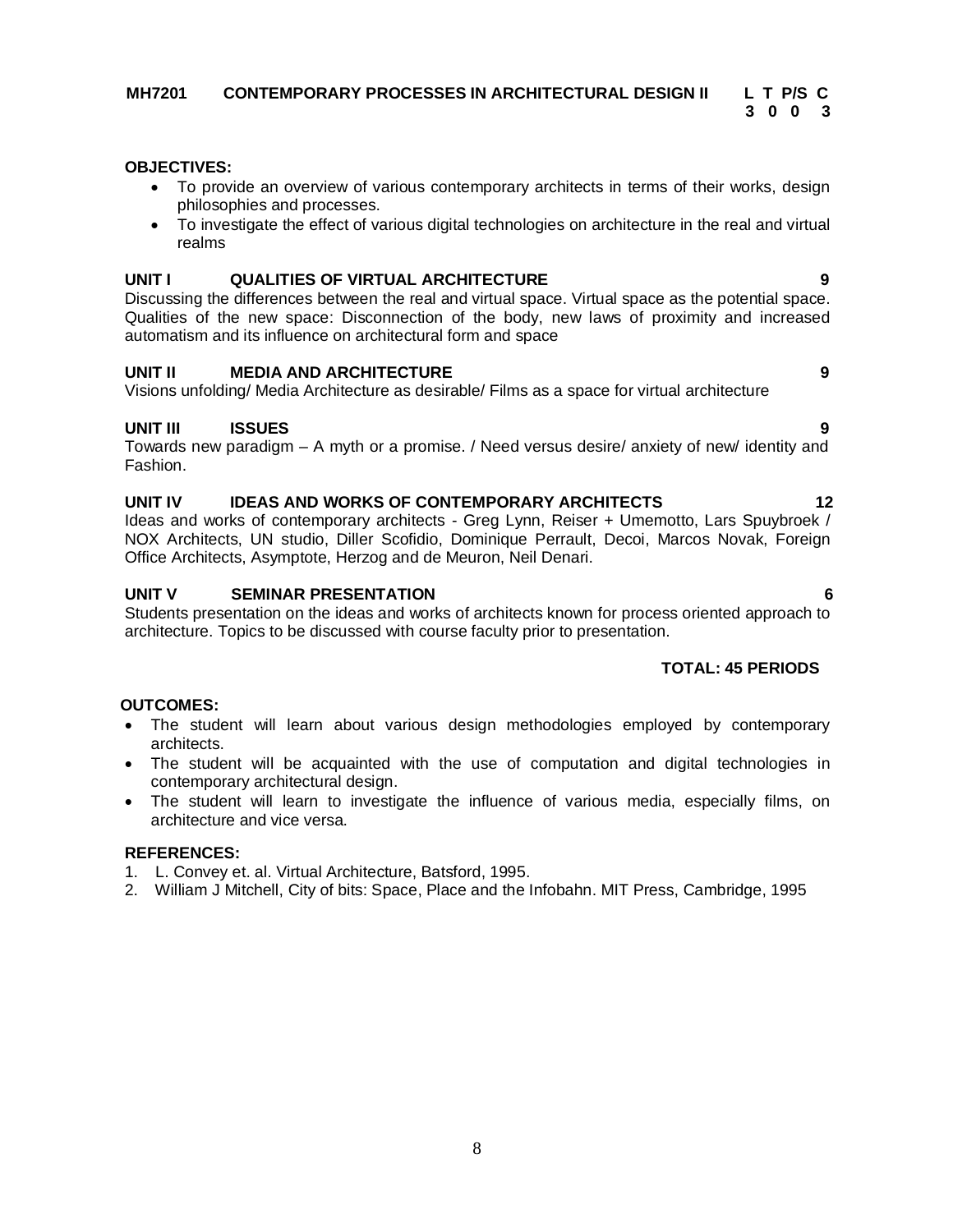**MH7201 CONTEMPORARY PROCESSES IN ARCHITECTURAL DESIGN II**

| L | T | P/S | C |
|---|---|---|---|
| 3 | 0 | 0 | 3 |

**OBJECTIVES:**

- To provide an overview of various contemporary architects in terms of their works, design philosophies and processes.
- To investigate the effect of various digital technologies on architecture in the real and virtual realms

**UNIT I QUALITIES OF VIRTUAL ARCHITECTURE 9**

Discussing the differences between the real and virtual space. Virtual space as the potential space. Qualities of the new space: Disconnection of the body, new laws of proximity and increased automatism and its influence on architectural form and space

**UNIT II MEDIA AND ARCHITECTURE 9**

Visions unfolding/ Media Architecture as desirable/ Films as a space for virtual architecture

**UNIT III ISSUES 9**

Towards new paradigm – A myth or a promise. / Need versus desire/ anxiety of new/ identity and Fashion.

**UNIT IV IDEAS AND WORKS OF CONTEMPORARY ARCHITECTS 12**

Ideas and works of contemporary architects - Greg Lynn, Reiser + Umemotto, Lars Spuybroek / NOX Architects, UN studio, Diller Scofidio, Dominique Perrault, Decoi, Marcos Novak, Foreign Office Architects, Asymptote, Herzog and de Meuron, Neil Denari.

**UNIT V SEMINAR PRESENTATION 6**

Students presentation on the ideas and works of architects known for process oriented approach to architecture. Topics to be discussed with course faculty prior to presentation.

**TOTAL: 45 PERIODS**

**OUTCOMES:**

- The student will learn about various design methodologies employed by contemporary architects.
- The student will be acquainted with the use of computation and digital technologies in contemporary architectural design.
- The student will learn to investigate the influence of various media, especially films, on architecture and vice versa.

**REFERENCES:**

1. L. Convey et. al. Virtual Architecture, Batsford, 1995.
2. William J Mitchell, City of bits: Space, Place and the Infobahn. MIT Press, Cambridge, 1995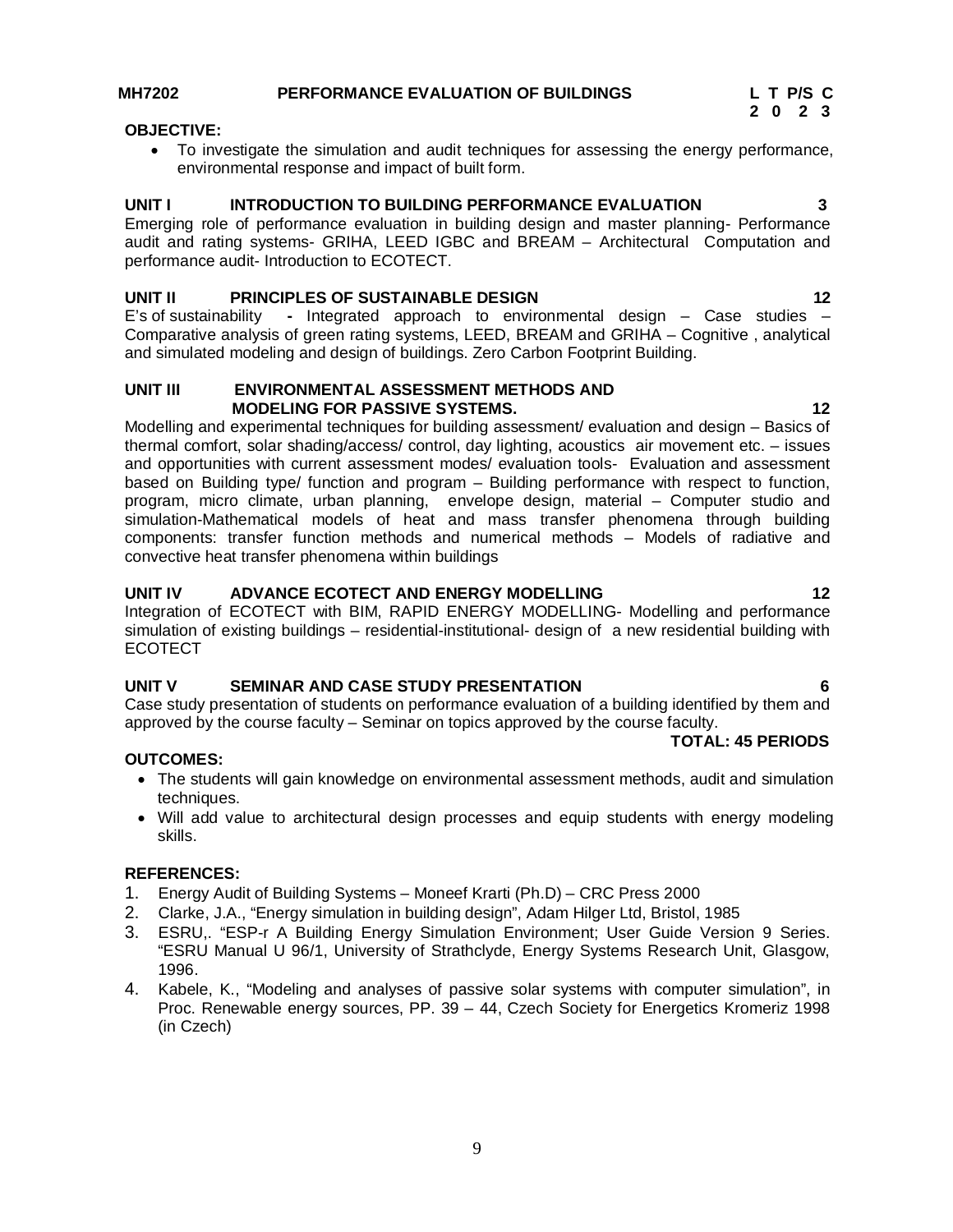**MH7202 PERFORMANCE EVALUATION OF BUILDINGS**

| L | T | P/S | C |
|---|---|---|---|
| 2 | 0 | 2 | 3 |

**OBJECTIVE:**

- To investigate the simulation and audit techniques for assessing the energy performance, environmental response and impact of built form.

**UNIT I INTRODUCTION TO BUILDING PERFORMANCE EVALUATION 3**

Emerging role of performance evaluation in building design and master planning- Performance audit and rating systems- GRIHA, LEED IGBC and BREAM – Architectural Computation and performance audit- Introduction to ECOTECT.

**UNIT II PRINCIPLES OF SUSTAINABLE DESIGN 12**

E's of sustainability - Integrated approach to environmental design – Case studies – Comparative analysis of green rating systems, LEED, BREAM and GRIHA – Cognitive , analytical and simulated modeling and design of buildings. Zero Carbon Footprint Building.

**UNIT III ENVIRONMENTAL ASSESSMENT METHODS AND MODELING FOR PASSIVE SYSTEMS. 12**

Modelling and experimental techniques for building assessment/ evaluation and design – Basics of thermal comfort, solar shading/access/ control, day lighting, acoustics air movement etc. – issues and opportunities with current assessment modes/ evaluation tools- Evaluation and assessment based on Building type/ function and program – Building performance with respect to function, program, micro climate, urban planning, envelope design, material – Computer studio and simulation-Mathematical models of heat and mass transfer phenomena through building components: transfer function methods and numerical methods – Models of radiative and convective heat transfer phenomena within buildings

**UNIT IV ADVANCE ECOTECT AND ENERGY MODELLING 12**

Integration of ECOTECT with BIM, RAPID ENERGY MODELLING- Modelling and performance simulation of existing buildings – residential-institutional- design of a new residential building with ECOTECT

**UNIT V SEMINAR AND CASE STUDY PRESENTATION 6**

Case study presentation of students on performance evaluation of a building identified by them and approved by the course faculty – Seminar on topics approved by the course faculty.

**TOTAL: 45 PERIODS**

**OUTCOMES:**

- The students will gain knowledge on environmental assessment methods, audit and simulation techniques.
- Will add value to architectural design processes and equip students with energy modeling skills.

**REFERENCES:**

1. Energy Audit of Building Systems – Moneef Krarti (Ph.D) – CRC Press 2000
2. Clarke, J.A., "Energy simulation in building design", Adam Hilger Ltd, Bristol, 1985
3. ESRU,. "ESP-r A Building Energy Simulation Environment; User Guide Version 9 Series. "ESRU Manual U 96/1, University of Strathclyde, Energy Systems Research Unit, Glasgow, 1996.
4. Kabele, K., "Modeling and analyses of passive solar systems with computer simulation", in Proc. Renewable energy sources, PP. 39 – 44, Czech Society for Energetics Kromeriz 1998 (in Czech)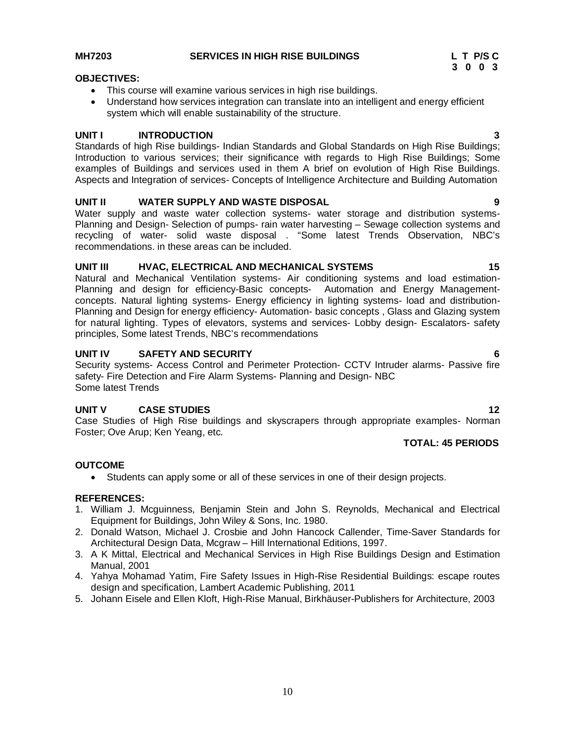**MH7203 SERVICES IN HIGH RISE BUILDINGS**

| L | T | P/S | C |
|---|---|---|---|
| 3 | 0 | 0 | 3 |

**OBJECTIVES:**

- This course will examine various services in high rise buildings.
- Understand how services integration can translate into an intelligent and energy efficient system which will enable sustainability of the structure.

**UNIT I INTRODUCTION 3**

Standards of high Rise buildings- Indian Standards and Global Standards on High Rise Buildings; Introduction to various services; their significance with regards to High Rise Buildings; Some examples of Buildings and services used in them A brief on evolution of High Rise Buildings. Aspects and Integration of services- Concepts of Intelligence Architecture and Building Automation

**UNIT II WATER SUPPLY AND WASTE DISPOSAL 9**

Water supply and waste water collection systems- water storage and distribution systems- Planning and Design- Selection of pumps- rain water harvesting – Sewage collection systems and recycling of water- solid waste disposal . "Some latest Trends Observation, NBC's recommendations. in these areas can be included.

**UNIT III HVAC, ELECTRICAL AND MECHANICAL SYSTEMS 15**

Natural and Mechanical Ventilation systems- Air conditioning systems and load estimation- Planning and design for efficiency-Basic concepts- Automation and Energy Management-concepts. Natural lighting systems- Energy efficiency in lighting systems- load and distribution- Planning and Design for energy efficiency- Automation- basic concepts , Glass and Glazing system for natural lighting. Types of elevators, systems and services- Lobby design- Escalators- safety principles, Some latest Trends, NBC's recommendations

**UNIT IV SAFETY AND SECURITY 6**

Security systems- Access Control and Perimeter Protection- CCTV Intruder alarms- Passive fire safety- Fire Detection and Fire Alarm Systems- Planning and Design- NBC
Some latest Trends

**UNIT V CASE STUDIES 12**

Case Studies of High Rise buildings and skyscrapers through appropriate examples- Norman Foster; Ove Arup; Ken Yeang, etc.

**TOTAL: 45 PERIODS**

**OUTCOME**

- Students can apply some or all of these services in one of their design projects.

**REFERENCES:**

1. William J. Mcguinness, Benjamin Stein and John S. Reynolds, Mechanical and Electrical Equipment for Buildings, John Wiley & Sons, Inc. 1980.
2. Donald Watson, Michael J. Crosbie and John Hancock Callender, Time-Saver Standards for Architectural Design Data, Mcgraw – Hill International Editions, 1997.
3. A K Mittal, Electrical and Mechanical Services in High Rise Buildings Design and Estimation Manual, 2001
4. Yahya Mohamad Yatim, Fire Safety Issues in High-Rise Residential Buildings: escape routes design and specification, Lambert Academic Publishing, 2011
5. Johann Eisele and Ellen Kloft, High-Rise Manual, Birkhäuser-Publishers for Architecture, 2003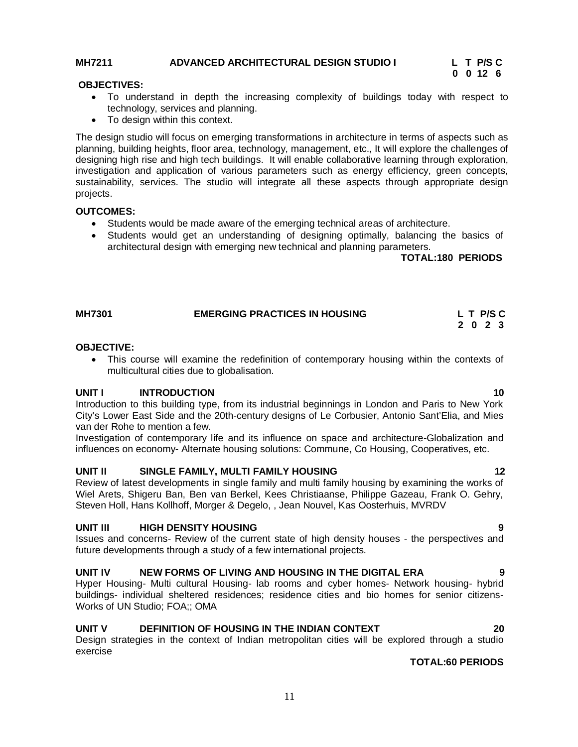## MH7211 ADVANCED ARCHITECTURAL DESIGN STUDIO I

| L | T | P/S | C |
|---|---|---|---|
| 0 | 0 | 12 | 6 |

**OBJECTIVES:**

- To understand in depth the increasing complexity of buildings today with respect to technology, services and planning.
- To design within this context.

The design studio will focus on emerging transformations in architecture in terms of aspects such as planning, building heights, floor area, technology, management, etc., It will explore the challenges of designing high rise and high tech buildings. It will enable collaborative learning through exploration, investigation and application of various parameters such as energy efficiency, green concepts, sustainability, services. The studio will integrate all these aspects through appropriate design projects.

**OUTCOMES:**

- Students would be made aware of the emerging technical areas of architecture.
- Students would get an understanding of designing optimally, balancing the basics of architectural design with emerging new technical and planning parameters.

**TOTAL:180 PERIODS**

## MH7301 EMERGING PRACTICES IN HOUSING

| L | T | P/S | C |
|---|---|---|---|
| 2 | 0 | 2 | 3 |

**OBJECTIVE:**

- This course will examine the redefinition of contemporary housing within the contexts of multicultural cities due to globalisation.

### UNIT I INTRODUCTION — 10

Introduction to this building type, from its industrial beginnings in London and Paris to New York City's Lower East Side and the 20th-century designs of Le Corbusier, Antonio Sant'Elia, and Mies van der Rohe to mention a few.

Investigation of contemporary life and its influence on space and architecture-Globalization and influences on economy- Alternate housing solutions: Commune, Co Housing, Cooperatives, etc.

### UNIT II SINGLE FAMILY, MULTI FAMILY HOUSING — 12

Review of latest developments in single family and multi family housing by examining the works of Wiel Arets, Shigeru Ban, Ben van Berkel, Kees Christiaanse, Philippe Gazeau, Frank O. Gehry, Steven Holl, Hans Kollhoff, Morger & Degelo, , Jean Nouvel, Kas Oosterhuis, MVRDV

### UNIT III HIGH DENSITY HOUSING — 9

Issues and concerns- Review of the current state of high density houses - the perspectives and future developments through a study of a few international projects.

### UNIT IV NEW FORMS OF LIVING AND HOUSING IN THE DIGITAL ERA — 9

Hyper Housing- Multi cultural Housing- lab rooms and cyber homes- Network housing- hybrid buildings- individual sheltered residences; residence cities and bio homes for senior citizens- Works of UN Studio; FOA;; OMA

### UNIT V DEFINITION OF HOUSING IN THE INDIAN CONTEXT — 20

Design strategies in the context of Indian metropolitan cities will be explored through a studio exercise

**TOTAL:60 PERIODS**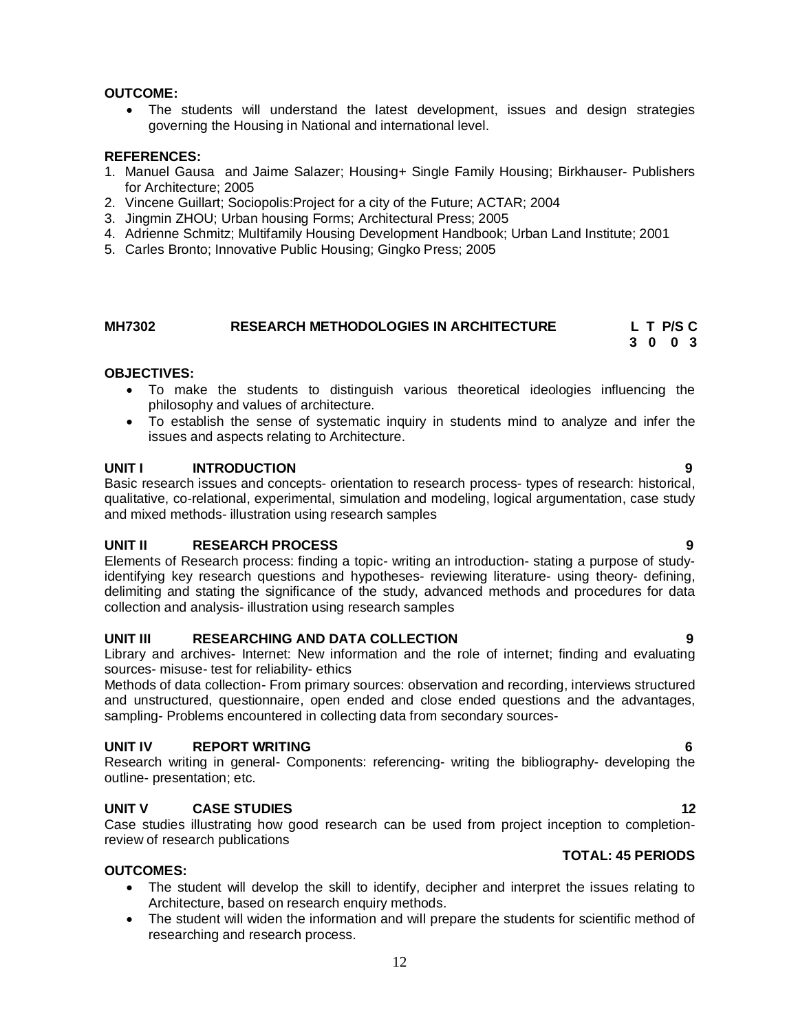**OUTCOME:**

- The students will understand the latest development, issues and design strategies governing the Housing in National and international level.

**REFERENCES:**

1. Manuel Gausa and Jaime Salazer; Housing+ Single Family Housing; Birkhauser- Publishers for Architecture; 2005
2. Vincene Guillart; Sociopolis:Project for a city of the Future; ACTAR; 2004
3. Jingmin ZHOU; Urban housing Forms; Architectural Press; 2005
4. Adrienne Schmitz; Multifamily Housing Development Handbook; Urban Land Institute; 2001
5. Carles Bronto; Innovative Public Housing; Gingko Press; 2005

## MH7302 RESEARCH METHODOLOGIES IN ARCHITECTURE

| L | T | P/S | C |
|---|---|---|---|
| 3 | 0 | 0 | 3 |

**OBJECTIVES:**

- To make the students to distinguish various theoretical ideologies influencing the philosophy and values of architecture.
- To establish the sense of systematic inquiry in students mind to analyze and infer the issues and aspects relating to Architecture.

**UNIT I INTRODUCTION 9**

Basic research issues and concepts- orientation to research process- types of research: historical, qualitative, co-relational, experimental, simulation and modeling, logical argumentation, case study and mixed methods- illustration using research samples

**UNIT II RESEARCH PROCESS 9**

Elements of Research process: finding a topic- writing an introduction- stating a purpose of study- identifying key research questions and hypotheses- reviewing literature- using theory- defining, delimiting and stating the significance of the study, advanced methods and procedures for data collection and analysis- illustration using research samples

**UNIT III RESEARCHING AND DATA COLLECTION 9**

Library and archives- Internet: New information and the role of internet; finding and evaluating sources- misuse- test for reliability- ethics

Methods of data collection- From primary sources: observation and recording, interviews structured and unstructured, questionnaire, open ended and close ended questions and the advantages, sampling- Problems encountered in collecting data from secondary sources-

**UNIT IV REPORT WRITING 6**

Research writing in general- Components: referencing- writing the bibliography- developing the outline- presentation; etc.

**UNIT V CASE STUDIES 12**

Case studies illustrating how good research can be used from project inception to completion- review of research publications

**TOTAL: 45 PERIODS**

**OUTCOMES:**

- The student will develop the skill to identify, decipher and interpret the issues relating to Architecture, based on research enquiry methods.
- The student will widen the information and will prepare the students for scientific method of researching and research process.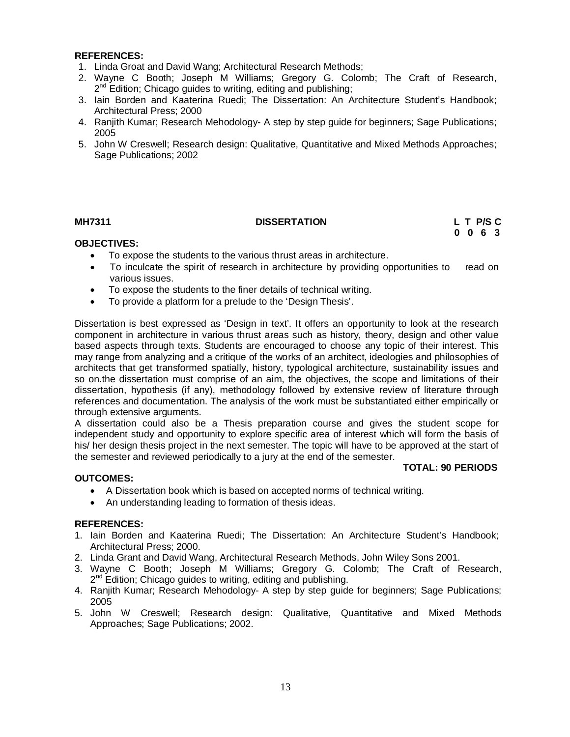**REFERENCES:**

1. Linda Groat and David Wang; Architectural Research Methods;
2. Wayne C Booth; Joseph M Williams; Gregory G. Colomb; The Craft of Research, 2nd Edition; Chicago guides to writing, editing and publishing;
3. Iain Borden and Kaaterina Ruedi; The Dissertation: An Architecture Student's Handbook; Architectural Press; 2000
4. Ranjith Kumar; Research Mehodology- A step by step guide for beginners; Sage Publications; 2005
5. John W Creswell; Research design: Qualitative, Quantitative and Mixed Methods Approaches; Sage Publications; 2002

## MH7311 DISSERTATION

| L | T | P/S | C |
|---|---|---|---|
| 0 | 0 | 6 | 3 |

**OBJECTIVES:**

- To expose the students to the various thrust areas in architecture.
- To inculcate the spirit of research in architecture by providing opportunities to read on various issues.
- To expose the students to the finer details of technical writing.
- To provide a platform for a prelude to the 'Design Thesis'.

Dissertation is best expressed as 'Design in text'. It offers an opportunity to look at the research component in architecture in various thrust areas such as history, theory, design and other value based aspects through texts. Students are encouraged to choose any topic of their interest. This may range from analyzing and a critique of the works of an architect, ideologies and philosophies of architects that get transformed spatially, history, typological architecture, sustainability issues and so on.the dissertation must comprise of an aim, the objectives, the scope and limitations of their dissertation, hypothesis (if any), methodology followed by extensive review of literature through references and documentation. The analysis of the work must be substantiated either empirically or through extensive arguments.

A dissertation could also be a Thesis preparation course and gives the student scope for independent study and opportunity to explore specific area of interest which will form the basis of his/ her design thesis project in the next semester. The topic will have to be approved at the start of the semester and reviewed periodically to a jury at the end of the semester.

**TOTAL: 90 PERIODS**

**OUTCOMES:**

- A Dissertation book which is based on accepted norms of technical writing.
- An understanding leading to formation of thesis ideas.

**REFERENCES:**

1. Iain Borden and Kaaterina Ruedi; The Dissertation: An Architecture Student's Handbook; Architectural Press; 2000.
2. Linda Grant and David Wang, Architectural Research Methods, John Wiley Sons 2001.
3. Wayne C Booth; Joseph M Williams; Gregory G. Colomb; The Craft of Research, 2nd Edition; Chicago guides to writing, editing and publishing.
4. Ranjith Kumar; Research Mehodology- A step by step guide for beginners; Sage Publications; 2005
5. John W Creswell; Research design: Qualitative, Quantitative and Mixed Methods Approaches; Sage Publications; 2002.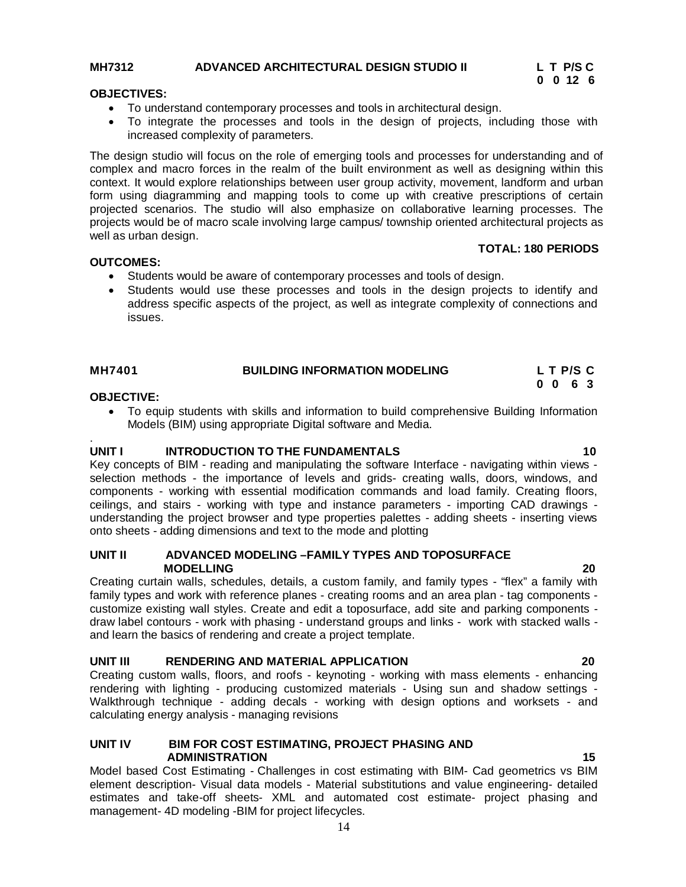## MH7312 ADVANCED ARCHITECTURAL DESIGN STUDIO II

| L | T | P/S | C |
|---|---|---|---|
| 0 | 0 | 12 | 6 |

**OBJECTIVES:**

- To understand contemporary processes and tools in architectural design.
- To integrate the processes and tools in the design of projects, including those with increased complexity of parameters.

The design studio will focus on the role of emerging tools and processes for understanding and of complex and macro forces in the realm of the built environment as well as designing within this context. It would explore relationships between user group activity, movement, landform and urban form using diagramming and mapping tools to come up with creative prescriptions of certain projected scenarios. The studio will also emphasize on collaborative learning processes. The projects would be of macro scale involving large campus/ township oriented architectural projects as well as urban design.

**TOTAL: 180 PERIODS**

**OUTCOMES:**

- Students would be aware of contemporary processes and tools of design.
- Students would use these processes and tools in the design projects to identify and address specific aspects of the project, as well as integrate complexity of connections and issues.

## MH7401 BUILDING INFORMATION MODELING

| L | T | P/S | C |
|---|---|---|---|
| 0 | 0 | 6 | 3 |

**OBJECTIVE:**

- To equip students with skills and information to build comprehensive Building Information Models (BIM) using appropriate Digital software and Media.

.

### UNIT I INTRODUCTION TO THE FUNDAMENTALS — 10

Key concepts of BIM - reading and manipulating the software Interface - navigating within views - selection methods - the importance of levels and grids- creating walls, doors, windows, and components - working with essential modification commands and load family. Creating floors, ceilings, and stairs - working with type and instance parameters - importing CAD drawings - understanding the project browser and type properties palettes - adding sheets - inserting views onto sheets - adding dimensions and text to the mode and plotting

### UNIT II ADVANCED MODELING –FAMILY TYPES AND TOPOSURFACE MODELLING — 20

Creating curtain walls, schedules, details, a custom family, and family types - "flex" a family with family types and work with reference planes - creating rooms and an area plan - tag components - customize existing wall styles. Create and edit a toposurface, add site and parking components - draw label contours - work with phasing - understand groups and links - work with stacked walls - and learn the basics of rendering and create a project template.

### UNIT III RENDERING AND MATERIAL APPLICATION — 20

Creating custom walls, floors, and roofs - keynoting - working with mass elements - enhancing rendering with lighting - producing customized materials - Using sun and shadow settings - Walkthrough technique - adding decals - working with design options and worksets - and calculating energy analysis - managing revisions

### UNIT IV BIM FOR COST ESTIMATING, PROJECT PHASING AND ADMINISTRATION — 15

Model based Cost Estimating - Challenges in cost estimating with BIM- Cad geometrics vs BIM element description- Visual data models - Material substitutions and value engineering- detailed estimates and take-off sheets- XML and automated cost estimate- project phasing and management- 4D modeling -BIM for project lifecycles.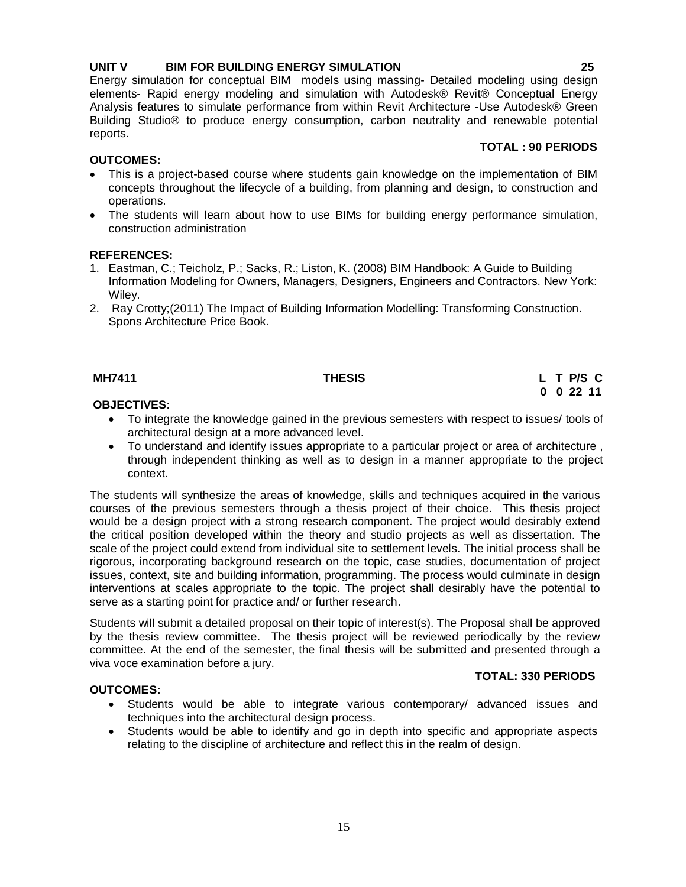**UNIT V BIM FOR BUILDING ENERGY SIMULATION 25**

Energy simulation for conceptual BIM models using massing- Detailed modeling using design elements- Rapid energy modeling and simulation with Autodesk® Revit® Conceptual Energy Analysis features to simulate performance from within Revit Architecture -Use Autodesk® Green Building Studio® to produce energy consumption, carbon neutrality and renewable potential reports.

**TOTAL : 90 PERIODS**

**OUTCOMES:**

- This is a project-based course where students gain knowledge on the implementation of BIM concepts throughout the lifecycle of a building, from planning and design, to construction and operations.
- The students will learn about how to use BIMs for building energy performance simulation, construction administration

**REFERENCES:**

1. Eastman, C.; Teicholz, P.; Sacks, R.; Liston, K. (2008) BIM Handbook: A Guide to Building Information Modeling for Owners, Managers, Designers, Engineers and Contractors. New York: Wiley.
2. Ray Crotty;(2011) The Impact of Building Information Modelling: Transforming Construction. Spons Architecture Price Book.

## MH7411 THESIS

| L | T | P/S | C |
|---|---|---|---|
| 0 | 0 | 22 | 11 |

**OBJECTIVES:**

- To integrate the knowledge gained in the previous semesters with respect to issues/ tools of architectural design at a more advanced level.
- To understand and identify issues appropriate to a particular project or area of architecture , through independent thinking as well as to design in a manner appropriate to the project context.

The students will synthesize the areas of knowledge, skills and techniques acquired in the various courses of the previous semesters through a thesis project of their choice. This thesis project would be a design project with a strong research component. The project would desirably extend the critical position developed within the theory and studio projects as well as dissertation. The scale of the project could extend from individual site to settlement levels. The initial process shall be rigorous, incorporating background research on the topic, case studies, documentation of project issues, context, site and building information, programming. The process would culminate in design interventions at scales appropriate to the topic. The project shall desirably have the potential to serve as a starting point for practice and/ or further research.

Students will submit a detailed proposal on their topic of interest(s). The Proposal shall be approved by the thesis review committee. The thesis project will be reviewed periodically by the review committee. At the end of the semester, the final thesis will be submitted and presented through a viva voce examination before a jury.

**TOTAL: 330 PERIODS**

**OUTCOMES:**

- Students would be able to integrate various contemporary/ advanced issues and techniques into the architectural design process.
- Students would be able to identify and go in depth into specific and appropriate aspects relating to the discipline of architecture and reflect this in the realm of design.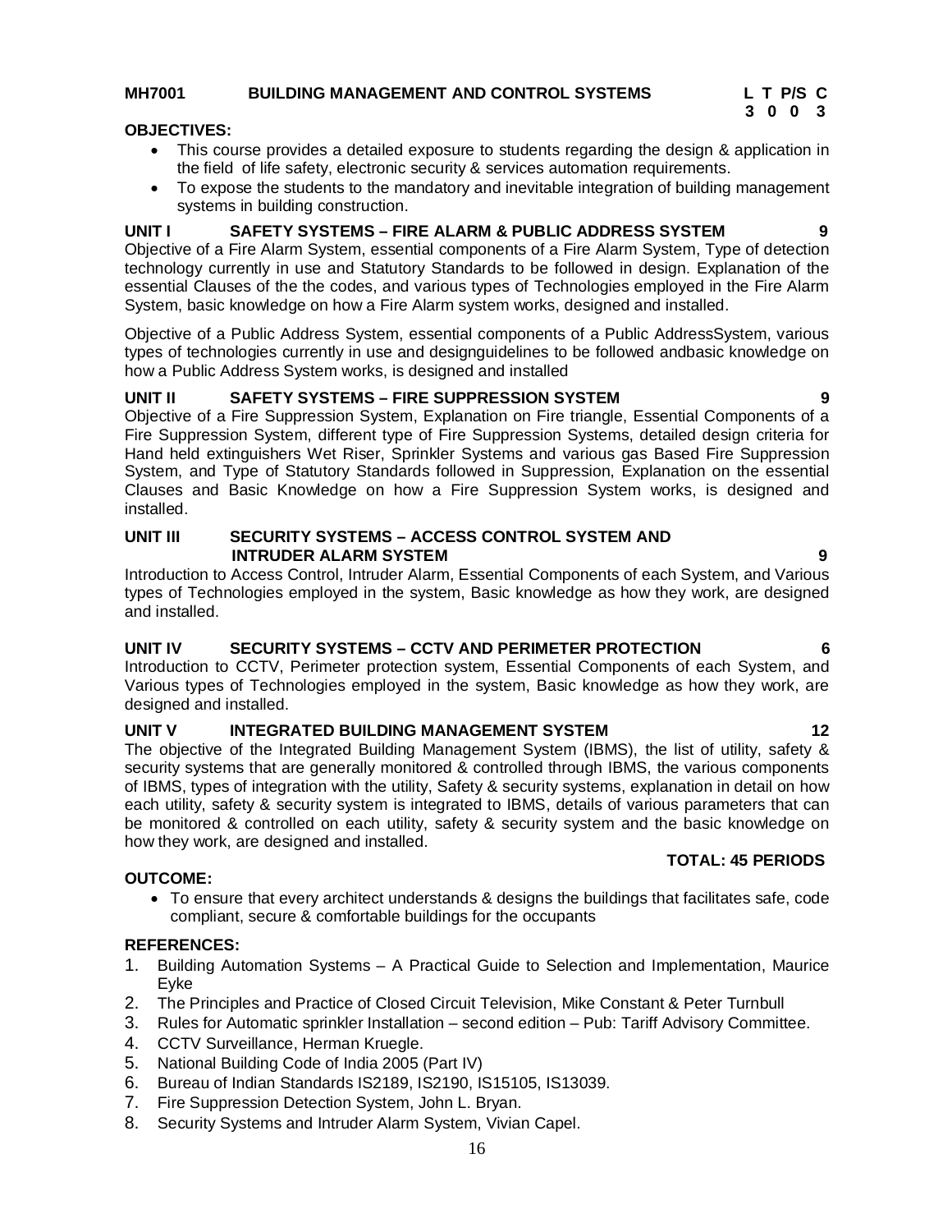## MH7001 BUILDING MANAGEMENT AND CONTROL SYSTEMS

| L | T | P/S | C |
|---|---|---|---|
| 3 | 0 | 0 | 3 |

**OBJECTIVES:**

- This course provides a detailed exposure to students regarding the design & application in the field of life safety, electronic security & services automation requirements.
- To expose the students to the mandatory and inevitable integration of building management systems in building construction.

### UNIT I SAFETY SYSTEMS – FIRE ALARM & PUBLIC ADDRESS SYSTEM 9

Objective of a Fire Alarm System, essential components of a Fire Alarm System, Type of detection technology currently in use and Statutory Standards to be followed in design. Explanation of the essential Clauses of the the codes, and various types of Technologies employed in the Fire Alarm System, basic knowledge on how a Fire Alarm system works, designed and installed.

Objective of a Public Address System, essential components of a Public AddressSystem, various types of technologies currently in use and designguidelines to be followed andbasic knowledge on how a Public Address System works, is designed and installed

### UNIT II SAFETY SYSTEMS – FIRE SUPPRESSION SYSTEM 9

Objective of a Fire Suppression System, Explanation on Fire triangle, Essential Components of a Fire Suppression System, different type of Fire Suppression Systems, detailed design criteria for Hand held extinguishers Wet Riser, Sprinkler Systems and various gas Based Fire Suppression System, and Type of Statutory Standards followed in Suppression, Explanation on the essential Clauses and Basic Knowledge on how a Fire Suppression System works, is designed and installed.

### UNIT III SECURITY SYSTEMS – ACCESS CONTROL SYSTEM AND INTRUDER ALARM SYSTEM 9

Introduction to Access Control, Intruder Alarm, Essential Components of each System, and Various types of Technologies employed in the system, Basic knowledge as how they work, are designed and installed.

### UNIT IV SECURITY SYSTEMS – CCTV AND PERIMETER PROTECTION 6

Introduction to CCTV, Perimeter protection system, Essential Components of each System, and Various types of Technologies employed in the system, Basic knowledge as how they work, are designed and installed.

### UNIT V INTEGRATED BUILDING MANAGEMENT SYSTEM 12

The objective of the Integrated Building Management System (IBMS), the list of utility, safety & security systems that are generally monitored & controlled through IBMS, the various components of IBMS, types of integration with the utility, Safety & security systems, explanation in detail on how each utility, safety & security system is integrated to IBMS, details of various parameters that can be monitored & controlled on each utility, safety & security system and the basic knowledge on how they work, are designed and installed.

**TOTAL: 45 PERIODS**

**OUTCOME:**

- To ensure that every architect understands & designs the buildings that facilitates safe, code compliant, secure & comfortable buildings for the occupants

**REFERENCES:**

1. Building Automation Systems – A Practical Guide to Selection and Implementation, Maurice Eyke
2. The Principles and Practice of Closed Circuit Television, Mike Constant & Peter Turnbull
3. Rules for Automatic sprinkler Installation – second edition – Pub: Tariff Advisory Committee.
4. CCTV Surveillance, Herman Kruegle.
5. National Building Code of India 2005 (Part IV)
6. Bureau of Indian Standards IS2189, IS2190, IS15105, IS13039.
7. Fire Suppression Detection System, John L. Bryan.
8. Security Systems and Intruder Alarm System, Vivian Capel.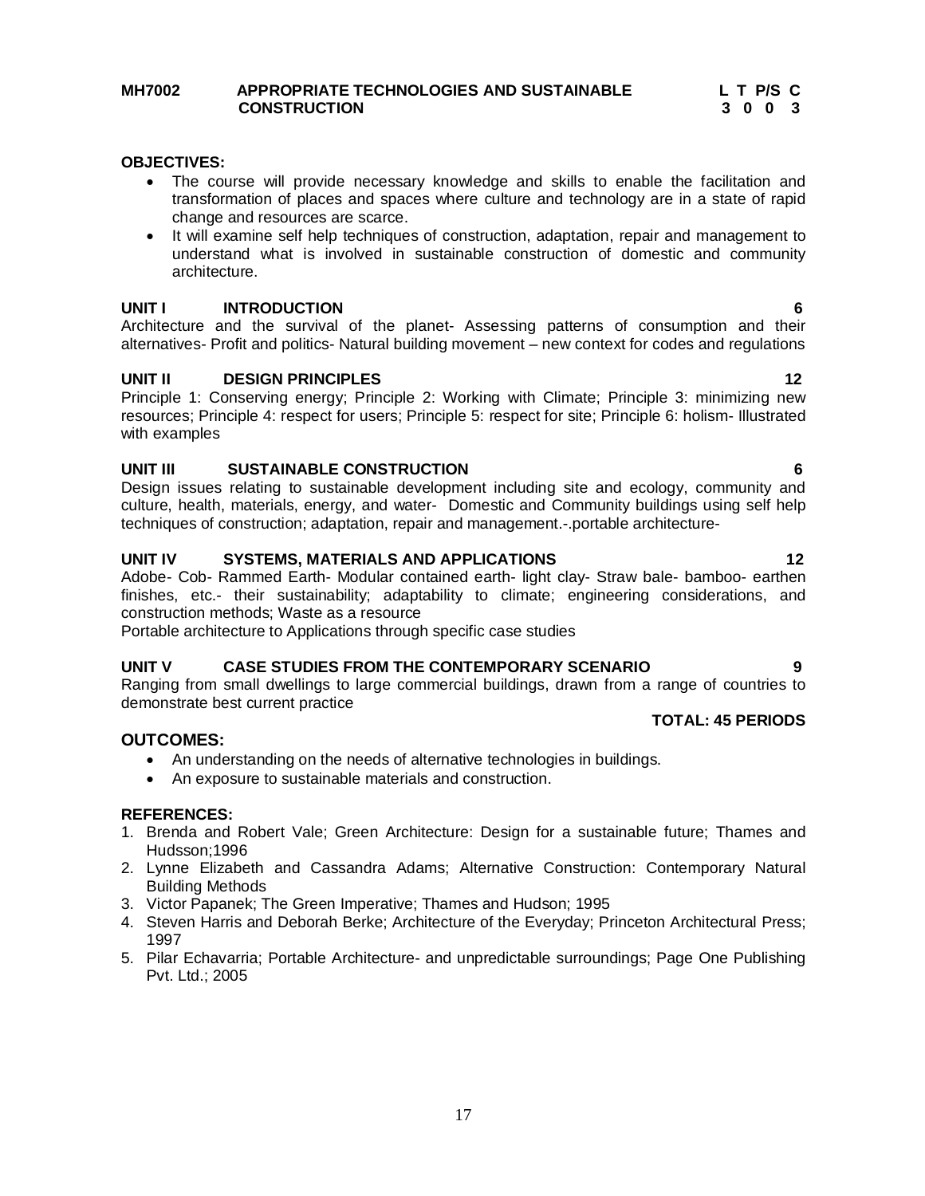**MH7002 APPROPRIATE TECHNOLOGIES AND SUSTAINABLE CONSTRUCTION**

**L T P/S C**
**3 0 0 3**

**OBJECTIVES:**

- The course will provide necessary knowledge and skills to enable the facilitation and transformation of places and spaces where culture and technology are in a state of rapid change and resources are scarce.
- It will examine self help techniques of construction, adaptation, repair and management to understand what is involved in sustainable construction of domestic and community architecture.

**UNIT I INTRODUCTION 6**

Architecture and the survival of the planet- Assessing patterns of consumption and their alternatives- Profit and politics- Natural building movement – new context for codes and regulations

**UNIT II DESIGN PRINCIPLES 12**

Principle 1: Conserving energy; Principle 2: Working with Climate; Principle 3: minimizing new resources; Principle 4: respect for users; Principle 5: respect for site; Principle 6: holism- Illustrated with examples

**UNIT III SUSTAINABLE CONSTRUCTION 6**

Design issues relating to sustainable development including site and ecology, community and culture, health, materials, energy, and water- Domestic and Community buildings using self help techniques of construction; adaptation, repair and management.-.portable architecture-

**UNIT IV SYSTEMS, MATERIALS AND APPLICATIONS 12**

Adobe- Cob- Rammed Earth- Modular contained earth- light clay- Straw bale- bamboo- earthen finishes, etc.- their sustainability; adaptability to climate; engineering considerations, and construction methods; Waste as a resource

Portable architecture to Applications through specific case studies

**UNIT V CASE STUDIES FROM THE CONTEMPORARY SCENARIO 9**

Ranging from small dwellings to large commercial buildings, drawn from a range of countries to demonstrate best current practice

**TOTAL: 45 PERIODS**

**OUTCOMES:**

- An understanding on the needs of alternative technologies in buildings.
- An exposure to sustainable materials and construction.

**REFERENCES:**

1. Brenda and Robert Vale; Green Architecture: Design for a sustainable future; Thames and Hudsson;1996
2. Lynne Elizabeth and Cassandra Adams; Alternative Construction: Contemporary Natural Building Methods
3. Victor Papanek; The Green Imperative; Thames and Hudson; 1995
4. Steven Harris and Deborah Berke; Architecture of the Everyday; Princeton Architectural Press; 1997
5. Pilar Echavarria; Portable Architecture- and unpredictable surroundings; Page One Publishing Pvt. Ltd.; 2005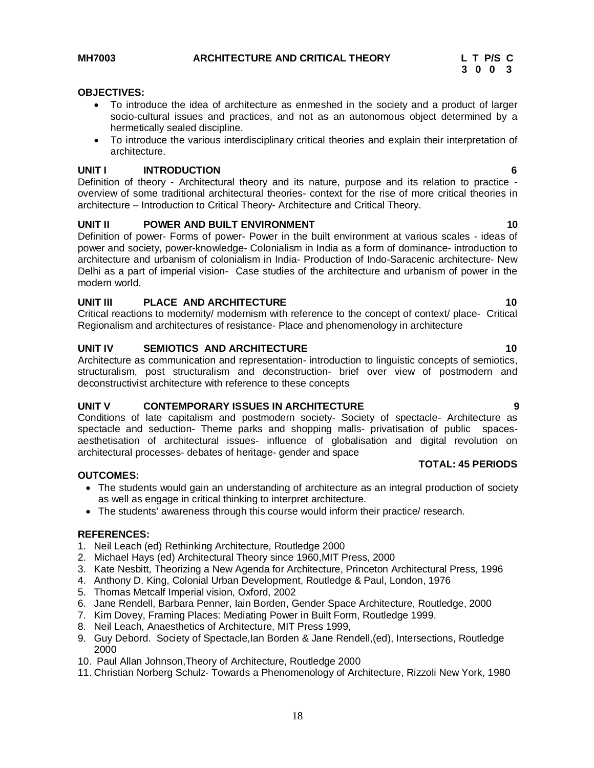**MH7003 ARCHITECTURE AND CRITICAL THEORY**

| L | T | P/S | C |
|---|---|---|---|
| 3 | 0 | 0 | 3 |

**OBJECTIVES:**

- To introduce the idea of architecture as enmeshed in the society and a product of larger socio-cultural issues and practices, and not as an autonomous object determined by a hermetically sealed discipline.
- To introduce the various interdisciplinary critical theories and explain their interpretation of architecture.

**UNIT I INTRODUCTION 6**

Definition of theory - Architectural theory and its nature, purpose and its relation to practice - overview of some traditional architectural theories- context for the rise of more critical theories in architecture – Introduction to Critical Theory- Architecture and Critical Theory.

**UNIT II POWER AND BUILT ENVIRONMENT 10**

Definition of power- Forms of power- Power in the built environment at various scales - ideas of power and society, power-knowledge- Colonialism in India as a form of dominance- introduction to architecture and urbanism of colonialism in India- Production of Indo-Saracenic architecture- New Delhi as a part of imperial vision- Case studies of the architecture and urbanism of power in the modern world.

**UNIT III PLACE AND ARCHITECTURE 10**

Critical reactions to modernity/ modernism with reference to the concept of context/ place- Critical Regionalism and architectures of resistance- Place and phenomenology in architecture

**UNIT IV SEMIOTICS AND ARCHITECTURE 10**

Architecture as communication and representation- introduction to linguistic concepts of semiotics, structuralism, post structuralism and deconstruction- brief over view of postmodern and deconstructivist architecture with reference to these concepts

**UNIT V CONTEMPORARY ISSUES IN ARCHITECTURE 9**

Conditions of late capitalism and postmodern society- Society of spectacle- Architecture as spectacle and seduction- Theme parks and shopping malls- privatisation of public spaces- aesthetisation of architectural issues- influence of globalisation and digital revolution on architectural processes- debates of heritage- gender and space

**TOTAL: 45 PERIODS**

**OUTCOMES:**

- The students would gain an understanding of architecture as an integral production of society as well as engage in critical thinking to interpret architecture.
- The students' awareness through this course would inform their practice/ research.

**REFERENCES:**

1. Neil Leach (ed) Rethinking Architecture, Routledge 2000
2. Michael Hays (ed) Architectural Theory since 1960,MIT Press, 2000
3. Kate Nesbitt, Theorizing a New Agenda for Architecture, Princeton Architectural Press, 1996
4. Anthony D. King, Colonial Urban Development, Routledge & Paul, London, 1976
5. Thomas Metcalf Imperial vision, Oxford, 2002
6. Jane Rendell, Barbara Penner, Iain Borden, Gender Space Architecture, Routledge, 2000
7. Kim Dovey, Framing Places: Mediating Power in Built Form, Routledge 1999.
8. Neil Leach, Anaesthetics of Architecture, MIT Press 1999,
9. Guy Debord. Society of Spectacle,Ian Borden & Jane Rendell,(ed), Intersections, Routledge 2000
10. Paul Allan Johnson,Theory of Architecture, Routledge 2000
11. Christian Norberg Schulz- Towards a Phenomenology of Architecture, Rizzoli New York, 1980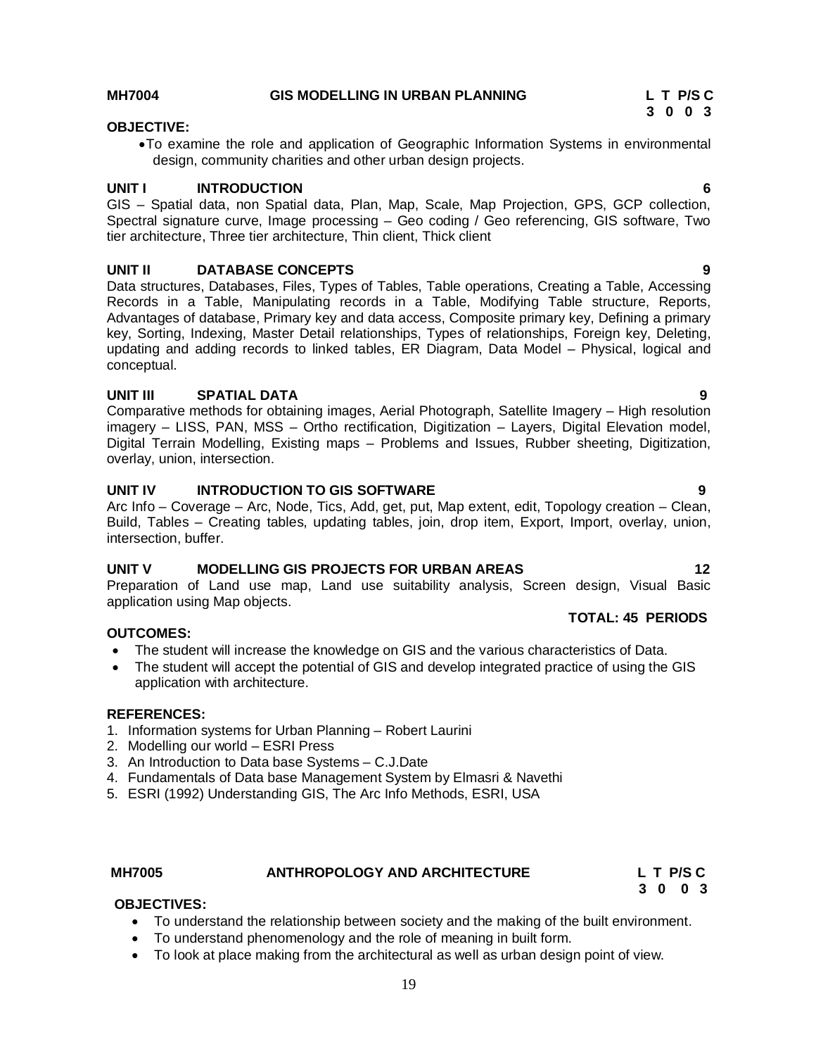**MH7004 GIS MODELLING IN URBAN PLANNING**

| L | T | P/S | C |
|---|---|---|---|
| 3 | 0 | 0 | 3 |

**OBJECTIVE:**

- To examine the role and application of Geographic Information Systems in environmental design, community charities and other urban design projects.

**UNIT I INTRODUCTION 6**

GIS – Spatial data, non Spatial data, Plan, Map, Scale, Map Projection, GPS, GCP collection, Spectral signature curve, Image processing – Geo coding / Geo referencing, GIS software, Two tier architecture, Three tier architecture, Thin client, Thick client

**UNIT II DATABASE CONCEPTS 9**

Data structures, Databases, Files, Types of Tables, Table operations, Creating a Table, Accessing Records in a Table, Manipulating records in a Table, Modifying Table structure, Reports, Advantages of database, Primary key and data access, Composite primary key, Defining a primary key, Sorting, Indexing, Master Detail relationships, Types of relationships, Foreign key, Deleting, updating and adding records to linked tables, ER Diagram, Data Model – Physical, logical and conceptual.

**UNIT III SPATIAL DATA 9**

Comparative methods for obtaining images, Aerial Photograph, Satellite Imagery – High resolution imagery – LISS, PAN, MSS – Ortho rectification, Digitization – Layers, Digital Elevation model, Digital Terrain Modelling, Existing maps – Problems and Issues, Rubber sheeting, Digitization, overlay, union, intersection.

**UNIT IV INTRODUCTION TO GIS SOFTWARE 9**

Arc Info – Coverage – Arc, Node, Tics, Add, get, put, Map extent, edit, Topology creation – Clean, Build, Tables – Creating tables, updating tables, join, drop item, Export, Import, overlay, union, intersection, buffer.

**UNIT V MODELLING GIS PROJECTS FOR URBAN AREAS 12**

Preparation of Land use map, Land use suitability analysis, Screen design, Visual Basic application using Map objects.

**TOTAL: 45 PERIODS**

**OUTCOMES:**

- The student will increase the knowledge on GIS and the various characteristics of Data.
- The student will accept the potential of GIS and develop integrated practice of using the GIS application with architecture.

**REFERENCES:**

1. Information systems for Urban Planning – Robert Laurini
2. Modelling our world – ESRI Press
3. An Introduction to Data base Systems – C.J.Date
4. Fundamentals of Data base Management System by Elmasri & Navethi
5. ESRI (1992) Understanding GIS, The Arc Info Methods, ESRI, USA

**MH7005 ANTHROPOLOGY AND ARCHITECTURE**

| L | T | P/S | C |
|---|---|---|---|
| 3 | 0 | 0 | 3 |

**OBJECTIVES:**

- To understand the relationship between society and the making of the built environment.
- To understand phenomenology and the role of meaning in built form.
- To look at place making from the architectural as well as urban design point of view.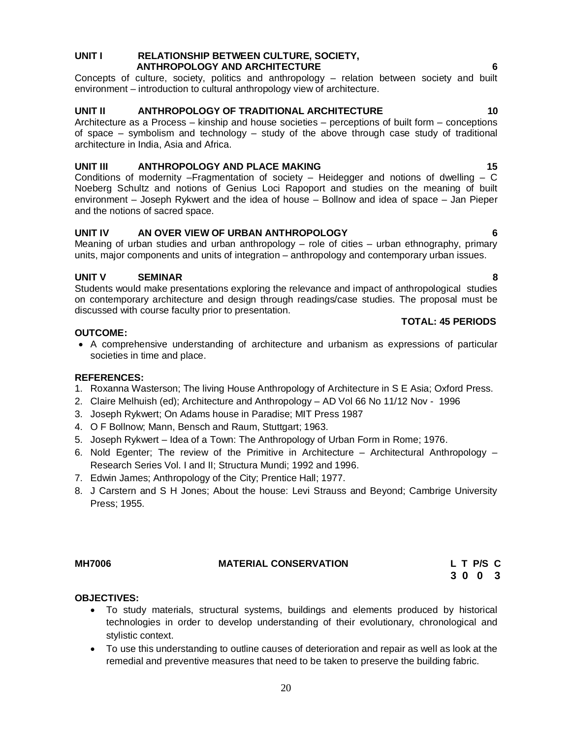**UNIT I RELATIONSHIP BETWEEN CULTURE, SOCIETY, ANTHROPOLOGY AND ARCHITECTURE 6**

Concepts of culture, society, politics and anthropology – relation between society and built environment – introduction to cultural anthropology view of architecture.

**UNIT II ANTHROPOLOGY OF TRADITIONAL ARCHITECTURE 10**

Architecture as a Process – kinship and house societies – perceptions of built form – conceptions of space – symbolism and technology – study of the above through case study of traditional architecture in India, Asia and Africa.

**UNIT III ANTHROPOLOGY AND PLACE MAKING 15**

Conditions of modernity –Fragmentation of society – Heidegger and notions of dwelling – C Noeberg Schultz and notions of Genius Loci Rapoport and studies on the meaning of built environment – Joseph Rykwert and the idea of house – Bollnow and idea of space – Jan Pieper and the notions of sacred space.

**UNIT IV AN OVER VIEW OF URBAN ANTHROPOLOGY 6**

Meaning of urban studies and urban anthropology – role of cities – urban ethnography, primary units, major components and units of integration – anthropology and contemporary urban issues.

**UNIT V SEMINAR 8**

Students would make presentations exploring the relevance and impact of anthropological studies on contemporary architecture and design through readings/case studies. The proposal must be discussed with course faculty prior to presentation.

**TOTAL: 45 PERIODS**

**OUTCOME:**

- A comprehensive understanding of architecture and urbanism as expressions of particular societies in time and place.

**REFERENCES:**

1. Roxanna Wasterson; The living House Anthropology of Architecture in S E Asia; Oxford Press.
2. Claire Melhuish (ed); Architecture and Anthropology – AD Vol 66 No 11/12 Nov - 1996
3. Joseph Rykwert; On Adams house in Paradise; MIT Press 1987
4. O F Bollnow; Mann, Bensch and Raum, Stuttgart; 1963.
5. Joseph Rykwert – Idea of a Town: The Anthropology of Urban Form in Rome; 1976.
6. Nold Egenter; The review of the Primitive in Architecture – Architectural Anthropology – Research Series Vol. I and II; Structura Mundi; 1992 and 1996.
7. Edwin James; Anthropology of the City; Prentice Hall; 1977.
8. J Carstern and S H Jones; About the house: Levi Strauss and Beyond; Cambrige University Press; 1955.

**MH7006 MATERIAL CONSERVATION**

| L | T | P/S | C |
|---|---|---|---|
| 3 | 0 | 0 | 3 |

**OBJECTIVES:**

- To study materials, structural systems, buildings and elements produced by historical technologies in order to develop understanding of their evolutionary, chronological and stylistic context.
- To use this understanding to outline causes of deterioration and repair as well as look at the remedial and preventive measures that need to be taken to preserve the building fabric.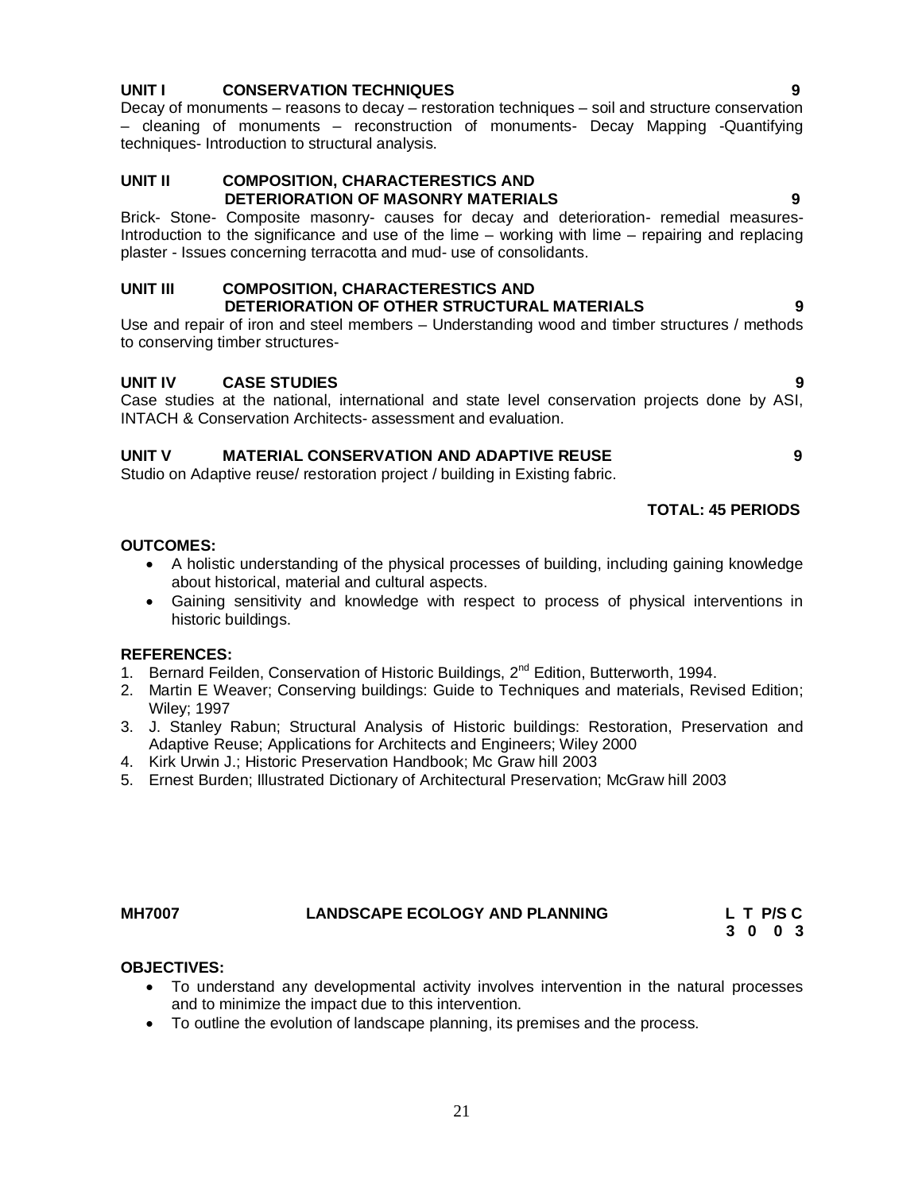### UNIT I CONSERVATION TECHNIQUES 9

Decay of monuments – reasons to decay – restoration techniques – soil and structure conservation – cleaning of monuments – reconstruction of monuments- Decay Mapping -Quantifying techniques- Introduction to structural analysis.

### UNIT II COMPOSITION, CHARACTERESTICS AND DETERIORATION OF MASONRY MATERIALS 9

Brick- Stone- Composite masonry- causes for decay and deterioration- remedial measures- Introduction to the significance and use of the lime – working with lime – repairing and replacing plaster - Issues concerning terracotta and mud- use of consolidants.

### UNIT III COMPOSITION, CHARACTERESTICS AND DETERIORATION OF OTHER STRUCTURAL MATERIALS 9

Use and repair of iron and steel members – Understanding wood and timber structures / methods to conserving timber structures-

### UNIT IV CASE STUDIES 9

Case studies at the national, international and state level conservation projects done by ASI, INTACH & Conservation Architects- assessment and evaluation.

### UNIT V MATERIAL CONSERVATION AND ADAPTIVE REUSE 9

Studio on Adaptive reuse/ restoration project / building in Existing fabric.

**TOTAL: 45 PERIODS**

**OUTCOMES:**

- A holistic understanding of the physical processes of building, including gaining knowledge about historical, material and cultural aspects.
- Gaining sensitivity and knowledge with respect to process of physical interventions in historic buildings.

**REFERENCES:**

1. Bernard Feilden, Conservation of Historic Buildings, 2nd Edition, Butterworth, 1994.
2. Martin E Weaver; Conserving buildings: Guide to Techniques and materials, Revised Edition; Wiley; 1997
3. J. Stanley Rabun; Structural Analysis of Historic buildings: Restoration, Preservation and Adaptive Reuse; Applications for Architects and Engineers; Wiley 2000
4. Kirk Urwin J.; Historic Preservation Handbook; Mc Graw hill 2003
5. Ernest Burden; Illustrated Dictionary of Architectural Preservation; McGraw hill 2003

## MH7007 LANDSCAPE ECOLOGY AND PLANNING

| L | T | P/S | C |
|---|---|---|---|
| 3 | 0 | 0 | 3 |

**OBJECTIVES:**

- To understand any developmental activity involves intervention in the natural processes and to minimize the impact due to this intervention.
- To outline the evolution of landscape planning, its premises and the process.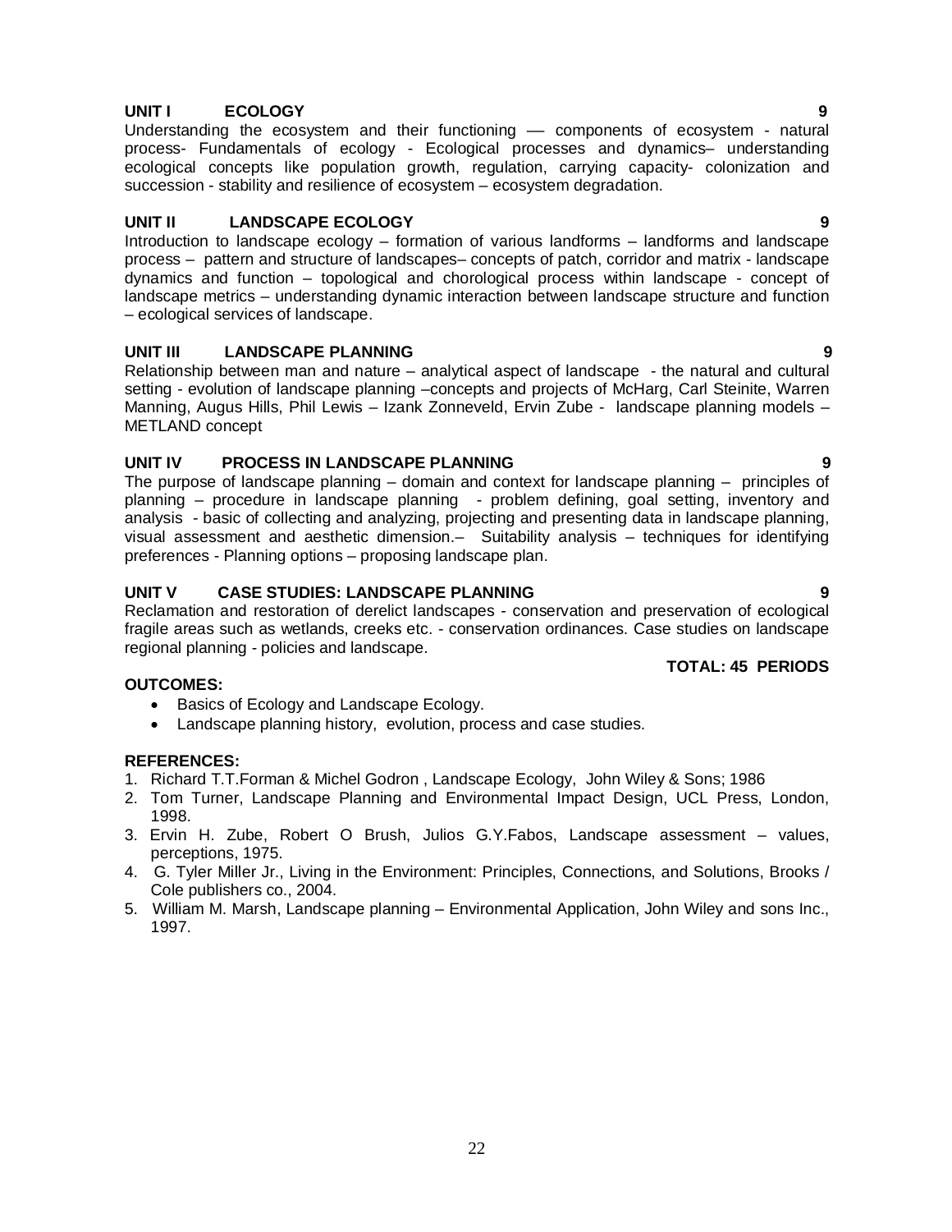**UNIT I ECOLOGY 9**

Understanding the ecosystem and their functioning –– components of ecosystem - natural process- Fundamentals of ecology - Ecological processes and dynamics– understanding ecological concepts like population growth, regulation, carrying capacity- colonization and succession - stability and resilience of ecosystem – ecosystem degradation.

**UNIT II LANDSCAPE ECOLOGY 9**

Introduction to landscape ecology – formation of various landforms – landforms and landscape process – pattern and structure of landscapes– concepts of patch, corridor and matrix - landscape dynamics and function – topological and chorological process within landscape - concept of landscape metrics – understanding dynamic interaction between landscape structure and function – ecological services of landscape.

**UNIT III LANDSCAPE PLANNING 9**

Relationship between man and nature – analytical aspect of landscape - the natural and cultural setting - evolution of landscape planning –concepts and projects of McHarg, Carl Steinite, Warren Manning, Augus Hills, Phil Lewis – Izank Zonneveld, Ervin Zube - landscape planning models – METLAND concept

**UNIT IV PROCESS IN LANDSCAPE PLANNING 9**

The purpose of landscape planning – domain and context for landscape planning – principles of planning – procedure in landscape planning - problem defining, goal setting, inventory and analysis - basic of collecting and analyzing, projecting and presenting data in landscape planning, visual assessment and aesthetic dimension.– Suitability analysis – techniques for identifying preferences - Planning options – proposing landscape plan.

**UNIT V CASE STUDIES: LANDSCAPE PLANNING 9**

Reclamation and restoration of derelict landscapes - conservation and preservation of ecological fragile areas such as wetlands, creeks etc. - conservation ordinances. Case studies on landscape regional planning - policies and landscape.

**TOTAL: 45 PERIODS**

**OUTCOMES:**

- Basics of Ecology and Landscape Ecology.
- Landscape planning history, evolution, process and case studies.

**REFERENCES:**

1. Richard T.T.Forman & Michel Godron , Landscape Ecology, John Wiley & Sons; 1986
2. Tom Turner, Landscape Planning and Environmental Impact Design, UCL Press, London, 1998.
3. Ervin H. Zube, Robert O Brush, Julios G.Y.Fabos, Landscape assessment – values, perceptions, 1975.
4. G. Tyler Miller Jr., Living in the Environment: Principles, Connections, and Solutions, Brooks / Cole publishers co., 2004.
5. William M. Marsh, Landscape planning – Environmental Application, John Wiley and sons Inc., 1997.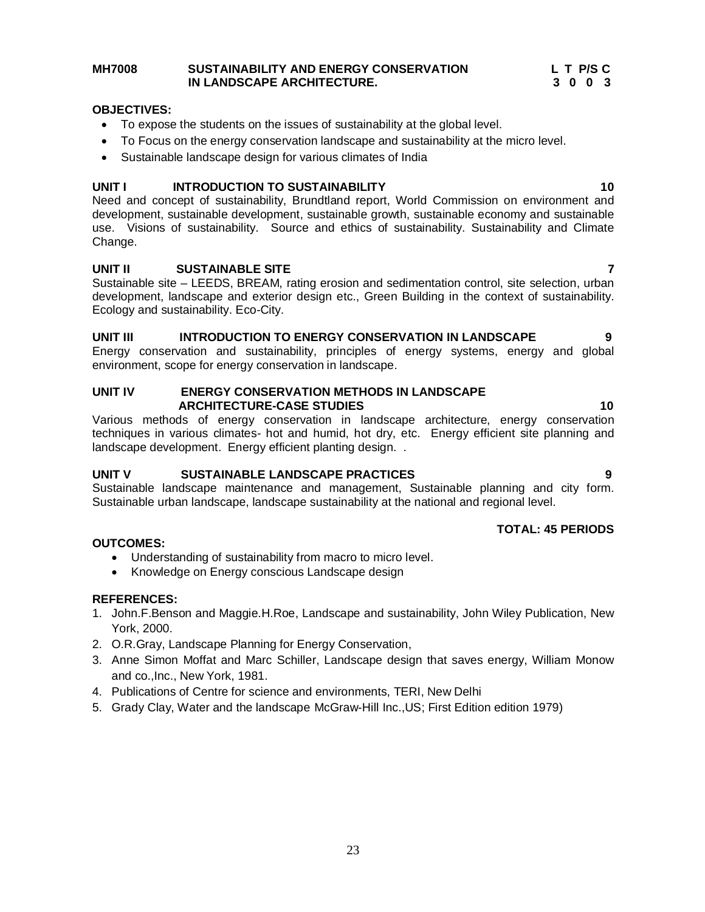## MH7008 SUSTAINABILITY AND ENERGY CONSERVATION IN LANDSCAPE ARCHITECTURE.

| L | T | P/S | C |
|---|---|---|---|
| 3 | 0 | 0 | 3 |

**OBJECTIVES:**

- To expose the students on the issues of sustainability at the global level.
- To Focus on the energy conservation landscape and sustainability at the micro level.
- Sustainable landscape design for various climates of India

**UNIT I INTRODUCTION TO SUSTAINABILITY 10**

Need and concept of sustainability, Brundtland report, World Commission on environment and development, sustainable development, sustainable growth, sustainable economy and sustainable use. Visions of sustainability. Source and ethics of sustainability. Sustainability and Climate Change.

**UNIT II SUSTAINABLE SITE 7**

Sustainable site – LEEDS, BREAM, rating erosion and sedimentation control, site selection, urban development, landscape and exterior design etc., Green Building in the context of sustainability. Ecology and sustainability. Eco-City.

**UNIT III INTRODUCTION TO ENERGY CONSERVATION IN LANDSCAPE 9**

Energy conservation and sustainability, principles of energy systems, energy and global environment, scope for energy conservation in landscape.

**UNIT IV ENERGY CONSERVATION METHODS IN LANDSCAPE ARCHITECTURE-CASE STUDIES 10**

Various methods of energy conservation in landscape architecture, energy conservation techniques in various climates- hot and humid, hot dry, etc. Energy efficient site planning and landscape development. Energy efficient planting design. .

**UNIT V SUSTAINABLE LANDSCAPE PRACTICES 9**

Sustainable landscape maintenance and management, Sustainable planning and city form. Sustainable urban landscape, landscape sustainability at the national and regional level.

**TOTAL: 45 PERIODS**

**OUTCOMES:**

- Understanding of sustainability from macro to micro level.
- Knowledge on Energy conscious Landscape design

**REFERENCES:**

1. John.F.Benson and Maggie.H.Roe, Landscape and sustainability, John Wiley Publication, New York, 2000.
2. O.R.Gray, Landscape Planning for Energy Conservation,
3. Anne Simon Moffat and Marc Schiller, Landscape design that saves energy, William Monow and co.,Inc., New York, 1981.
4. Publications of Centre for science and environments, TERI, New Delhi
5. Grady Clay, Water and the landscape McGraw-Hill Inc.,US; First Edition edition 1979)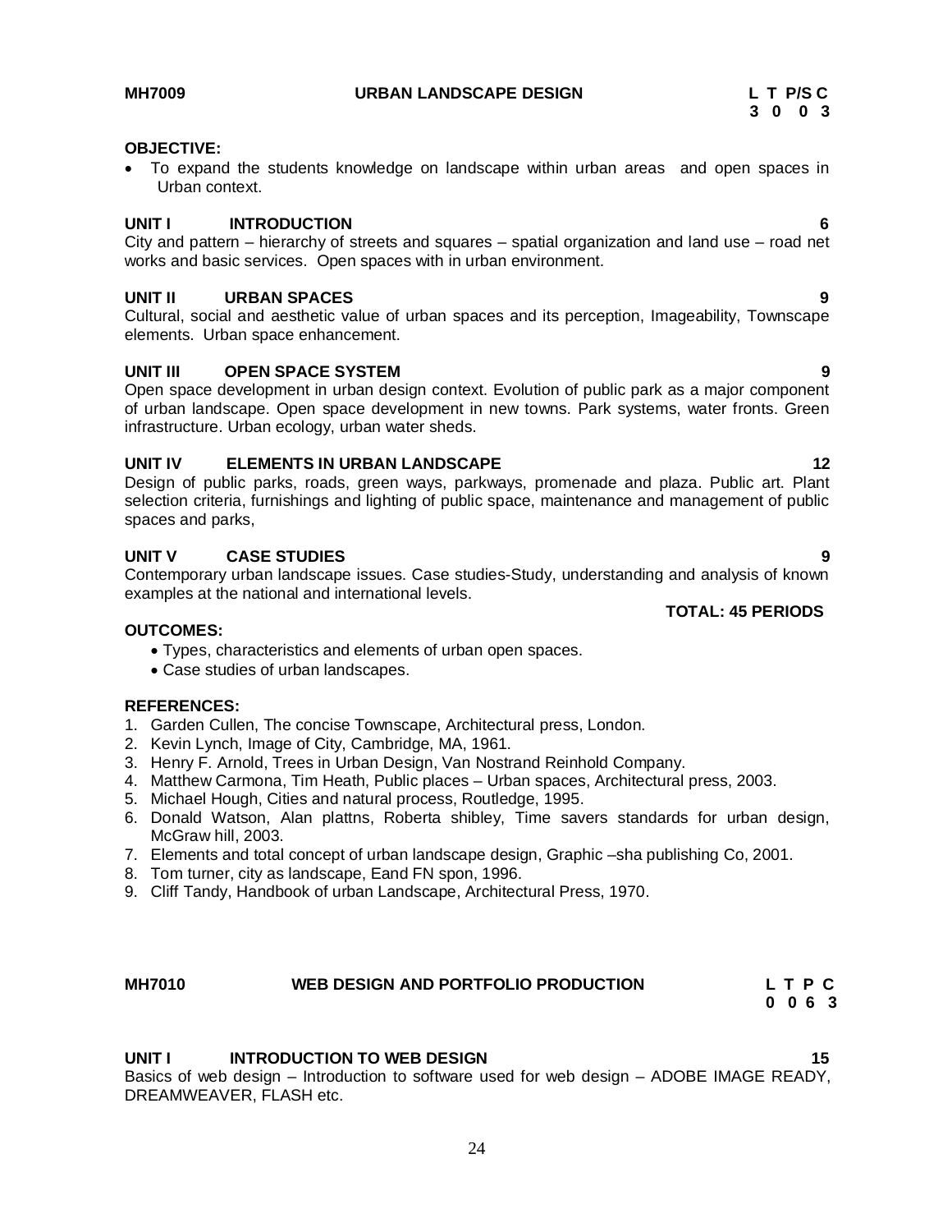**MH7009 URBAN LANDSCAPE DESIGN**

| L | T | P/S | C |
|---|---|---|---|
| 3 | 0 | 0 | 3 |

**OBJECTIVE:**

- To expand the students knowledge on landscape within urban areas and open spaces in Urban context.

**UNIT I INTRODUCTION** **6**

City and pattern – hierarchy of streets and squares – spatial organization and land use – road net works and basic services. Open spaces with in urban environment.

**UNIT II URBAN SPACES** **9**

Cultural, social and aesthetic value of urban spaces and its perception, Imageability, Townscape elements. Urban space enhancement.

**UNIT III OPEN SPACE SYSTEM** **9**

Open space development in urban design context. Evolution of public park as a major component of urban landscape. Open space development in new towns. Park systems, water fronts. Green infrastructure. Urban ecology, urban water sheds.

**UNIT IV ELEMENTS IN URBAN LANDSCAPE** **12**

Design of public parks, roads, green ways, parkways, promenade and plaza. Public art. Plant selection criteria, furnishings and lighting of public space, maintenance and management of public spaces and parks,

**UNIT V CASE STUDIES** **9**

Contemporary urban landscape issues. Case studies-Study, understanding and analysis of known examples at the national and international levels.

**TOTAL: 45 PERIODS**

**OUTCOMES:**

- Types, characteristics and elements of urban open spaces.
- Case studies of urban landscapes.

**REFERENCES:**

1. Garden Cullen, The concise Townscape, Architectural press, London.
2. Kevin Lynch, Image of City, Cambridge, MA, 1961.
3. Henry F. Arnold, Trees in Urban Design, Van Nostrand Reinhold Company.
4. Matthew Carmona, Tim Heath, Public places – Urban spaces, Architectural press, 2003.
5. Michael Hough, Cities and natural process, Routledge, 1995.
6. Donald Watson, Alan plattns, Roberta shibley, Time savers standards for urban design, McGraw hill, 2003.
7. Elements and total concept of urban landscape design, Graphic –sha publishing Co, 2001.
8. Tom turner, city as landscape, Eand FN spon, 1996.
9. Cliff Tandy, Handbook of urban Landscape, Architectural Press, 1970.

**MH7010 WEB DESIGN AND PORTFOLIO PRODUCTION**

| L | T | P | C |
|---|---|---|---|
| 0 | 0 | 6 | 3 |

**UNIT I INTRODUCTION TO WEB DESIGN** **15**

Basics of web design – Introduction to software used for web design – ADOBE IMAGE READY, DREAMWEAVER, FLASH etc.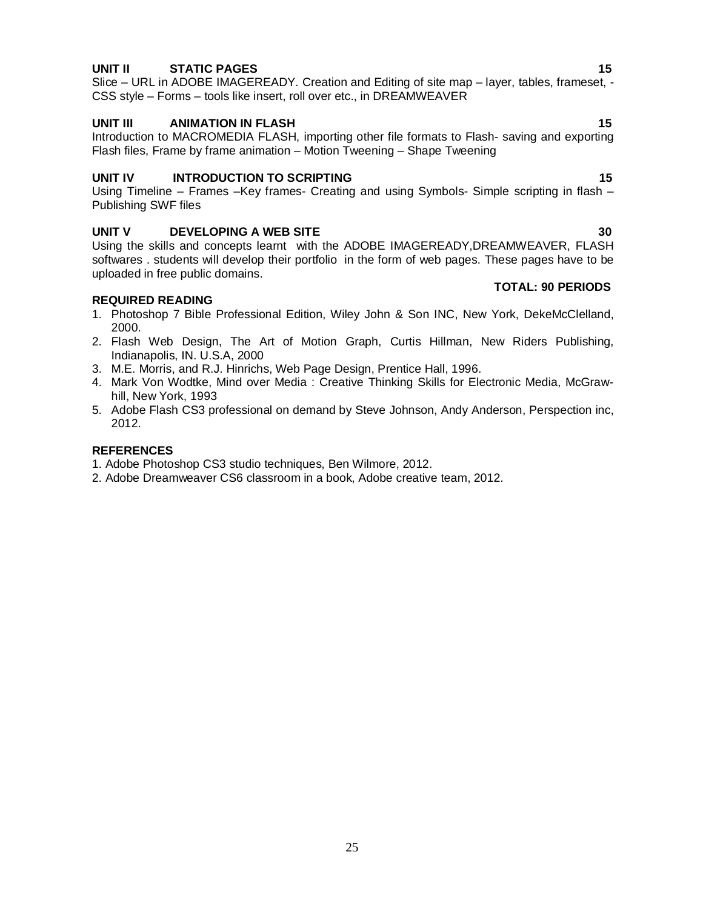**UNIT II STATIC PAGES 15**

Slice – URL in ADOBE IMAGEREADY. Creation and Editing of site map – layer, tables, frameset, - CSS style – Forms – tools like insert, roll over etc., in DREAMWEAVER

**UNIT III ANIMATION IN FLASH 15**

Introduction to MACROMEDIA FLASH, importing other file formats to Flash- saving and exporting Flash files, Frame by frame animation – Motion Tweening – Shape Tweening

**UNIT IV INTRODUCTION TO SCRIPTING 15**

Using Timeline – Frames –Key frames- Creating and using Symbols- Simple scripting in flash – Publishing SWF files

**UNIT V DEVELOPING A WEB SITE 30**

Using the skills and concepts learnt with the ADOBE IMAGEREADY,DREAMWEAVER, FLASH softwares . students will develop their portfolio in the form of web pages. These pages have to be uploaded in free public domains.

**TOTAL: 90 PERIODS**

**REQUIRED READING**

1. Photoshop 7 Bible Professional Edition, Wiley John & Son INC, New York, DekeMcClelland, 2000.
2. Flash Web Design, The Art of Motion Graph, Curtis Hillman, New Riders Publishing, Indianapolis, IN. U.S.A, 2000
3. M.E. Morris, and R.J. Hinrichs, Web Page Design, Prentice Hall, 1996.
4. Mark Von Wodtke, Mind over Media : Creative Thinking Skills for Electronic Media, McGraw-hill, New York, 1993
5. Adobe Flash CS3 professional on demand by Steve Johnson, Andy Anderson, Perspection inc, 2012.

**REFERENCES**

1. Adobe Photoshop CS3 studio techniques, Ben Wilmore, 2012.
2. Adobe Dreamweaver CS6 classroom in a book, Adobe creative team, 2012.